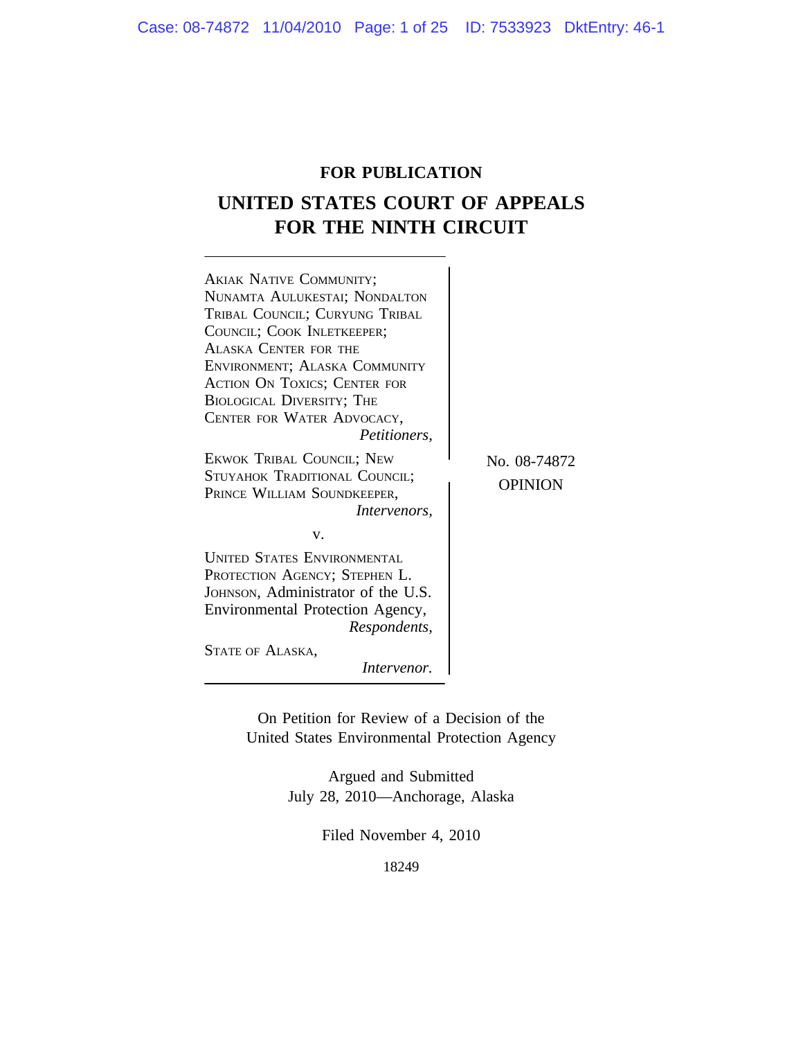**FOR PUBLICATION**

# UNITED STATES COURT OF APPEALS FOR THE NINTH CIRCUIT

AKIAK NATIVE COMMUNITY; NUNAMTA AULUKESTAI; NONDALTON TRIBAL COUNCIL; CURYUNG TRIBAL COUNCIL; COOK INLETKEEPER; ALASKA CENTER FOR THE ENVIRONMENT; ALASKA COMMUNITY ACTION ON TOXICS; CENTER FOR BIOLOGICAL DIVERSITY; THE CENTER FOR WATER ADVOCACY,
*Petitioners,*

EKWOK TRIBAL COUNCIL; NEW STUYAHOK TRADITIONAL COUNCIL; PRINCE WILLIAM SOUNDKEEPER,
*Intervenors,*

v.

UNITED STATES ENVIRONMENTAL PROTECTION AGENCY; STEPHEN L. JOHNSON, Administrator of the U.S. Environmental Protection Agency,
*Respondents,*

STATE OF ALASKA,
*Intervenor.*

No. 08-74872

OPINION

On Petition for Review of a Decision of the United States Environmental Protection Agency

Argued and Submitted
July 28, 2010—Anchorage, Alaska

Filed November 4, 2010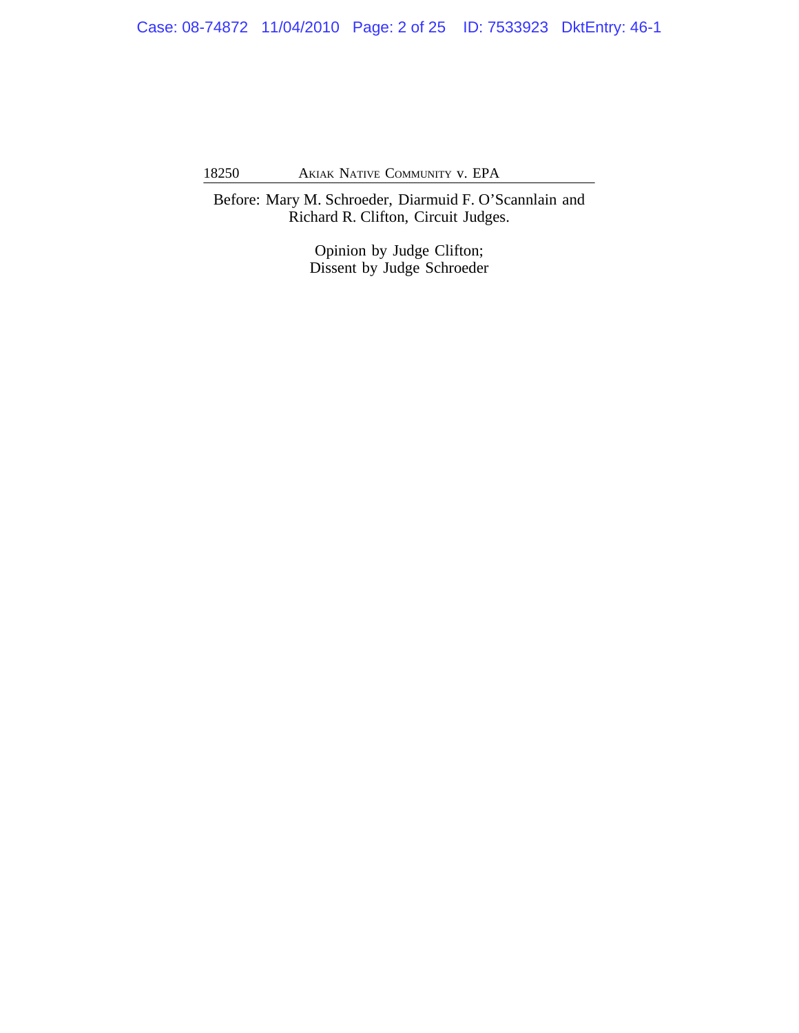Before: Mary M. Schroeder, Diarmuid F. O'Scannlain and Richard R. Clifton, Circuit Judges.

Opinion by Judge Clifton;
Dissent by Judge Schroeder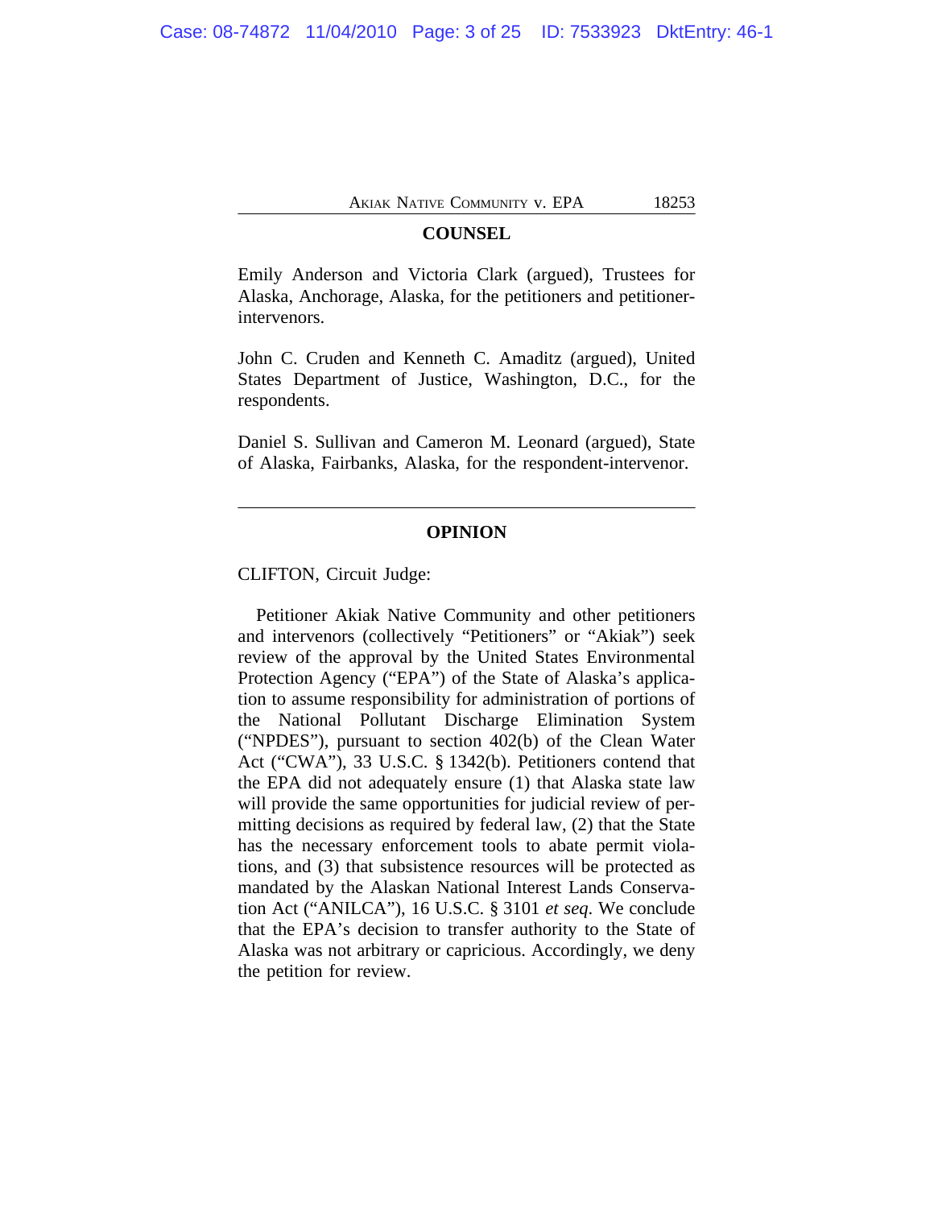## COUNSEL

Emily Anderson and Victoria Clark (argued), Trustees for Alaska, Anchorage, Alaska, for the petitioners and petitioner-intervenors.

John C. Cruden and Kenneth C. Amaditz (argued), United States Department of Justice, Washington, D.C., for the respondents.

Daniel S. Sullivan and Cameron M. Leonard (argued), State of Alaska, Fairbanks, Alaska, for the respondent-intervenor.

---

## OPINION

CLIFTON, Circuit Judge:

Petitioner Akiak Native Community and other petitioners and intervenors (collectively "Petitioners" or "Akiak") seek review of the approval by the United States Environmental Protection Agency ("EPA") of the State of Alaska's application to assume responsibility for administration of portions of the National Pollutant Discharge Elimination System ("NPDES"), pursuant to section 402(b) of the Clean Water Act ("CWA"), 33 U.S.C. § 1342(b). Petitioners contend that the EPA did not adequately ensure (1) that Alaska state law will provide the same opportunities for judicial review of permitting decisions as required by federal law, (2) that the State has the necessary enforcement tools to abate permit violations, and (3) that subsistence resources will be protected as mandated by the Alaskan National Interest Lands Conservation Act ("ANILCA"), 16 U.S.C. § 3101 *et seq.* We conclude that the EPA's decision to transfer authority to the State of Alaska was not arbitrary or capricious. Accordingly, we deny the petition for review.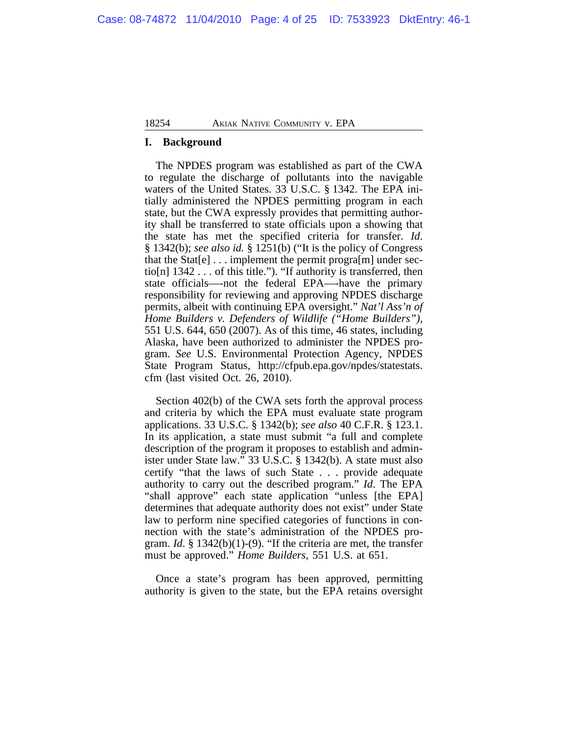## I. Background

The NPDES program was established as part of the CWA to regulate the discharge of pollutants into the navigable waters of the United States. 33 U.S.C. § 1342. The EPA initially administered the NPDES permitting program in each state, but the CWA expressly provides that permitting authority shall be transferred to state officials upon a showing that the state has met the specified criteria for transfer. *Id*. § 1342(b); *see also id.* § 1251(b) ("It is the policy of Congress that the Stat[e] . . . implement the permit progra[m] under sectio[n] 1342 . . . of this title."). "If authority is transferred, then state officials—-not the federal EPA—-have the primary responsibility for reviewing and approving NPDES discharge permits, albeit with continuing EPA oversight." *Nat'l Ass'n of Home Builders v. Defenders of Wildlife ("Home Builders")*, 551 U.S. 644, 650 (2007). As of this time, 46 states, including Alaska, have been authorized to administer the NPDES program. *See* U.S. Environmental Protection Agency, NPDES State Program Status, http://cfpub.epa.gov/npdes/statestats.cfm (last visited Oct. 26, 2010).

Section 402(b) of the CWA sets forth the approval process and criteria by which the EPA must evaluate state program applications. 33 U.S.C. § 1342(b); *see also* 40 C.F.R. § 123.1. In its application, a state must submit "a full and complete description of the program it proposes to establish and administer under State law." 33 U.S.C. § 1342(b). A state must also certify "that the laws of such State . . . provide adequate authority to carry out the described program." *Id*. The EPA "shall approve" each state application "unless [the EPA] determines that adequate authority does not exist" under State law to perform nine specified categories of functions in connection with the state's administration of the NPDES program. *Id*. § 1342(b)(1)-(9). "If the criteria are met, the transfer must be approved." *Home Builders*, 551 U.S. at 651.

Once a state's program has been approved, permitting authority is given to the state, but the EPA retains oversight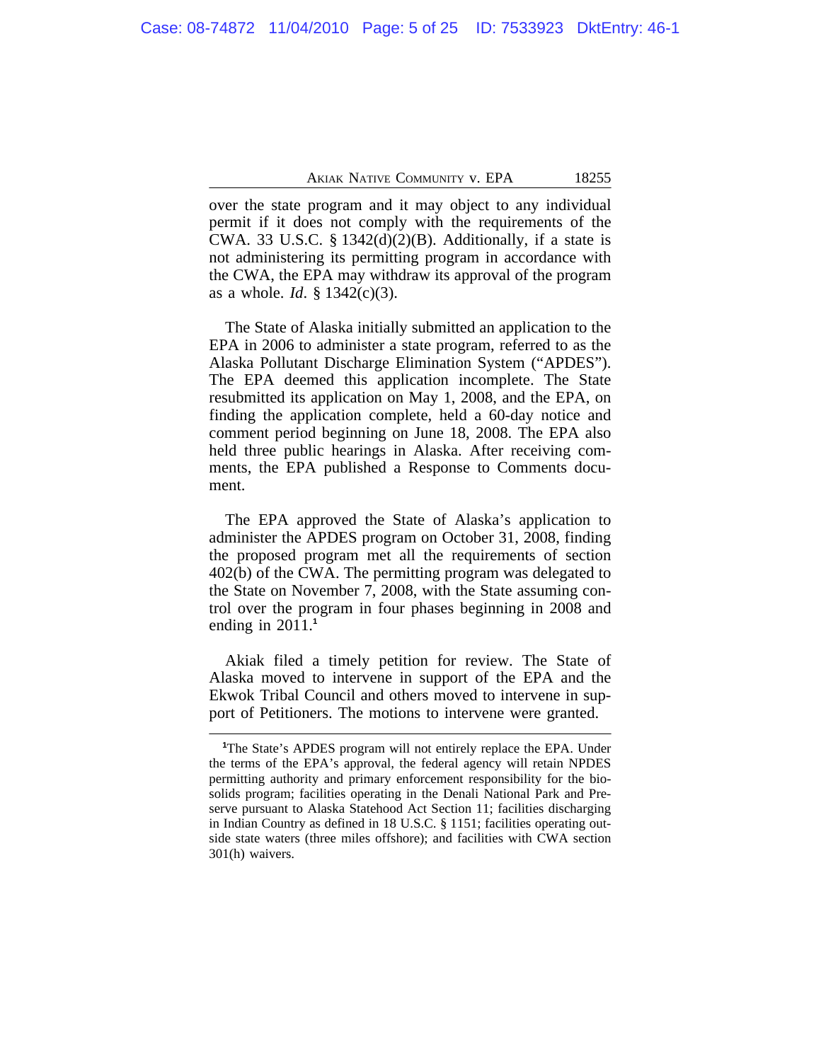over the state program and it may object to any individual permit if it does not comply with the requirements of the CWA. 33 U.S.C. § 1342(d)(2)(B). Additionally, if a state is not administering its permitting program in accordance with the CWA, the EPA may withdraw its approval of the program as a whole. *Id*. § 1342(c)(3).

The State of Alaska initially submitted an application to the EPA in 2006 to administer a state program, referred to as the Alaska Pollutant Discharge Elimination System ("APDES"). The EPA deemed this application incomplete. The State resubmitted its application on May 1, 2008, and the EPA, on finding the application complete, held a 60-day notice and comment period beginning on June 18, 2008. The EPA also held three public hearings in Alaska. After receiving comments, the EPA published a Response to Comments document.

The EPA approved the State of Alaska's application to administer the APDES program on October 31, 2008, finding the proposed program met all the requirements of section 402(b) of the CWA. The permitting program was delegated to the State on November 7, 2008, with the State assuming control over the program in four phases beginning in 2008 and ending in 2011.[1]

Akiak filed a timely petition for review. The State of Alaska moved to intervene in support of the EPA and the Ekwok Tribal Council and others moved to intervene in support of Petitioners. The motions to intervene were granted.

---

[1]The State's APDES program will not entirely replace the EPA. Under the terms of the EPA's approval, the federal agency will retain NPDES permitting authority and primary enforcement responsibility for the biosolids program; facilities operating in the Denali National Park and Preserve pursuant to Alaska Statehood Act Section 11; facilities discharging in Indian Country as defined in 18 U.S.C. § 1151; facilities operating outside state waters (three miles offshore); and facilities with CWA section 301(h) waivers.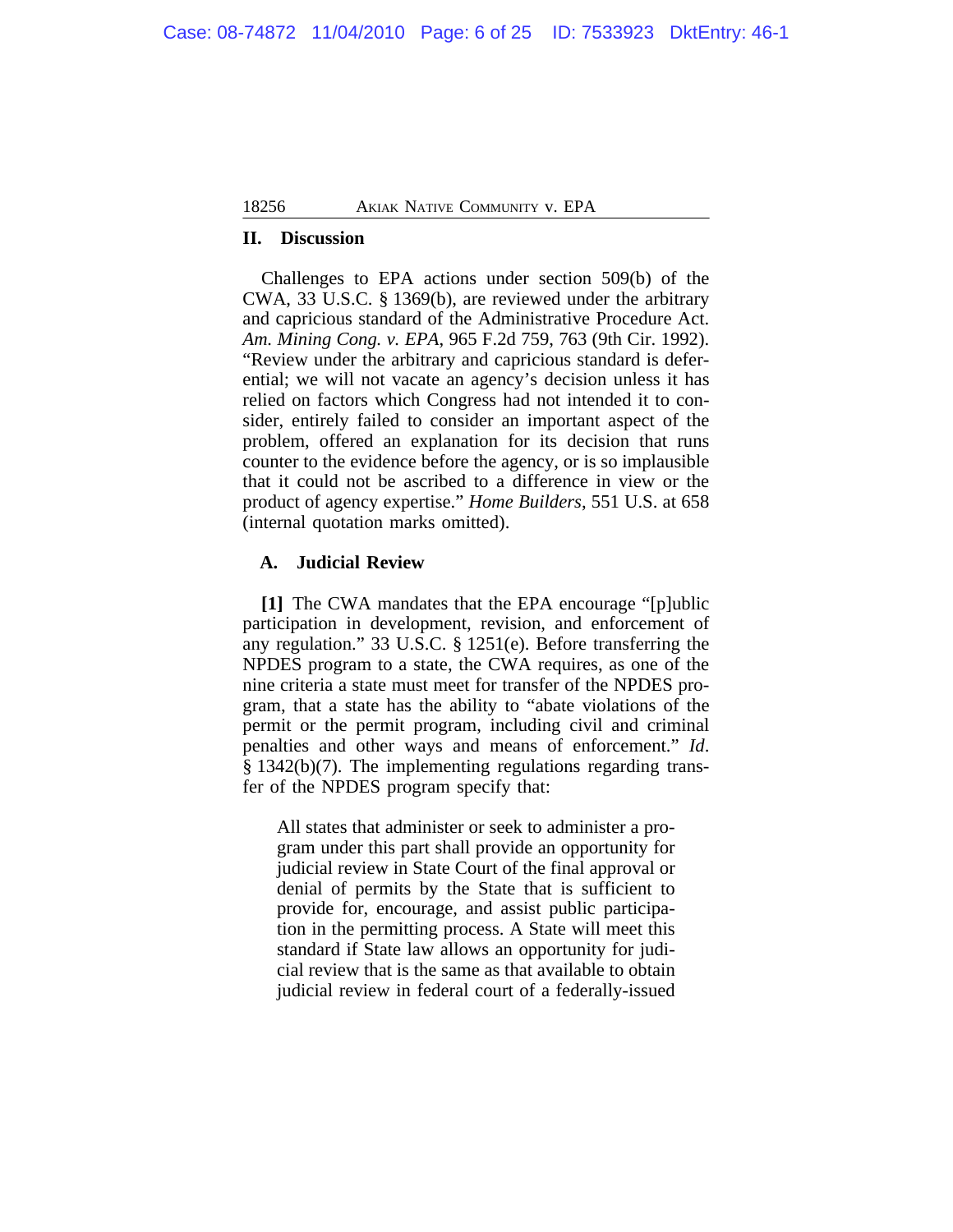## II. Discussion

Challenges to EPA actions under section 509(b) of the CWA, 33 U.S.C. § 1369(b), are reviewed under the arbitrary and capricious standard of the Administrative Procedure Act. *Am. Mining Cong. v. EPA*, 965 F.2d 759, 763 (9th Cir. 1992). "Review under the arbitrary and capricious standard is deferential; we will not vacate an agency's decision unless it has relied on factors which Congress had not intended it to consider, entirely failed to consider an important aspect of the problem, offered an explanation for its decision that runs counter to the evidence before the agency, or is so implausible that it could not be ascribed to a difference in view or the product of agency expertise." *Home Builders*, 551 U.S. at 658 (internal quotation marks omitted).

### A. Judicial Review

**[1]** The CWA mandates that the EPA encourage "[p]ublic participation in development, revision, and enforcement of any regulation." 33 U.S.C. § 1251(e). Before transferring the NPDES program to a state, the CWA requires, as one of the nine criteria a state must meet for transfer of the NPDES program, that a state has the ability to "abate violations of the permit or the permit program, including civil and criminal penalties and other ways and means of enforcement." *Id*. § 1342(b)(7). The implementing regulations regarding transfer of the NPDES program specify that:

> All states that administer or seek to administer a program under this part shall provide an opportunity for judicial review in State Court of the final approval or denial of permits by the State that is sufficient to provide for, encourage, and assist public participation in the permitting process. A State will meet this standard if State law allows an opportunity for judicial review that is the same as that available to obtain judicial review in federal court of a federally-issued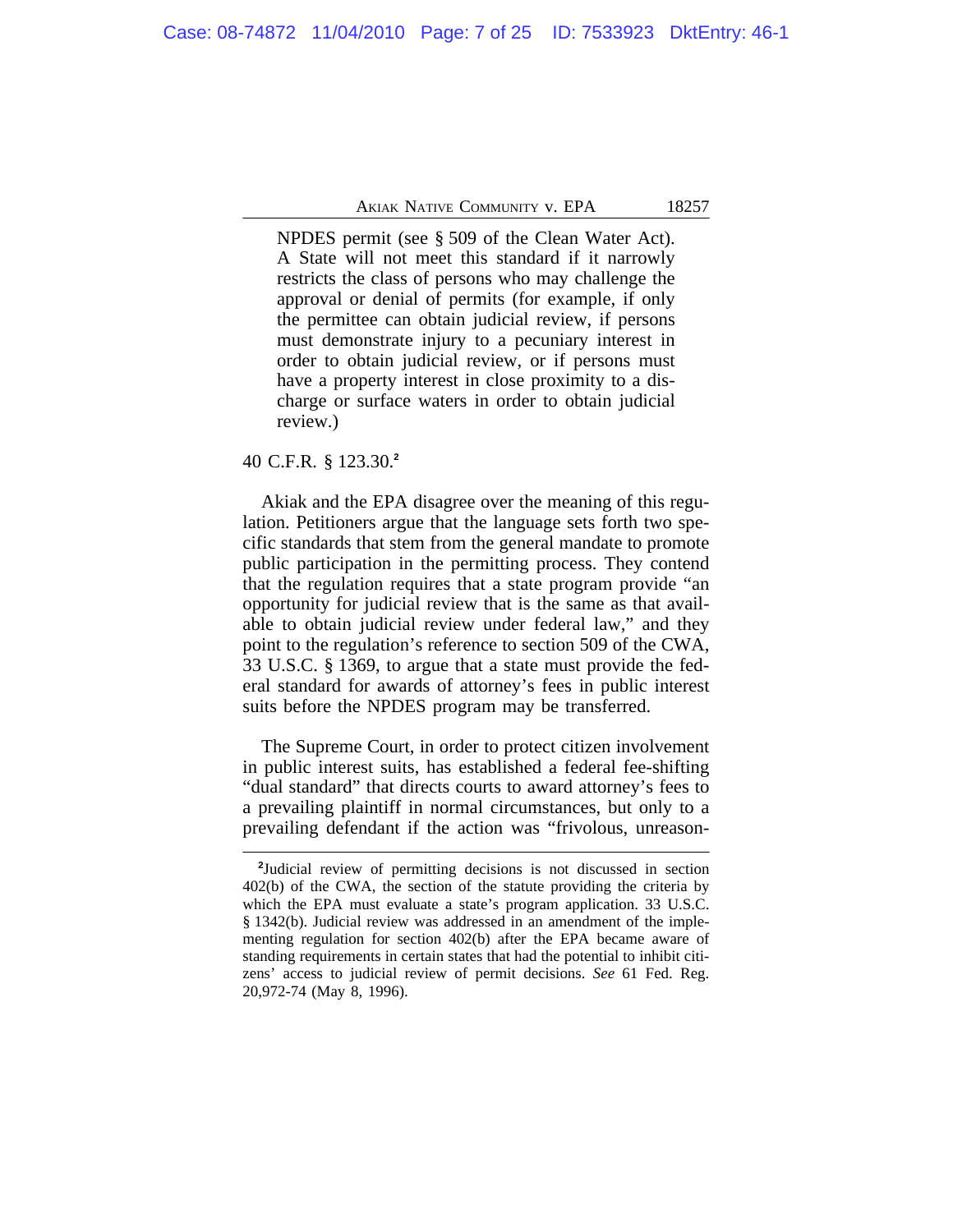> NPDES permit (see § 509 of the Clean Water Act). A State will not meet this standard if it narrowly restricts the class of persons who may challenge the approval or denial of permits (for example, if only the permittee can obtain judicial review, if persons must demonstrate injury to a pecuniary interest in order to obtain judicial review, or if persons must have a property interest in close proximity to a discharge or surface waters in order to obtain judicial review.)

40 C.F.R. § 123.30.[2]

Akiak and the EPA disagree over the meaning of this regulation. Petitioners argue that the language sets forth two specific standards that stem from the general mandate to promote public participation in the permitting process. They contend that the regulation requires that a state program provide "an opportunity for judicial review that is the same as that available to obtain judicial review under federal law," and they point to the regulation's reference to section 509 of the CWA, 33 U.S.C. § 1369, to argue that a state must provide the federal standard for awards of attorney's fees in public interest suits before the NPDES program may be transferred.

The Supreme Court, in order to protect citizen involvement in public interest suits, has established a federal fee-shifting "dual standard" that directs courts to award attorney's fees to a prevailing plaintiff in normal circumstances, but only to a prevailing defendant if the action was "frivolous, unreason-

[2]Judicial review of permitting decisions is not discussed in section 402(b) of the CWA, the section of the statute providing the criteria by which the EPA must evaluate a state's program application. 33 U.S.C. § 1342(b). Judicial review was addressed in an amendment of the implementing regulation for section 402(b) after the EPA became aware of standing requirements in certain states that had the potential to inhibit citizens' access to judicial review of permit decisions. *See* 61 Fed. Reg. 20,972-74 (May 8, 1996).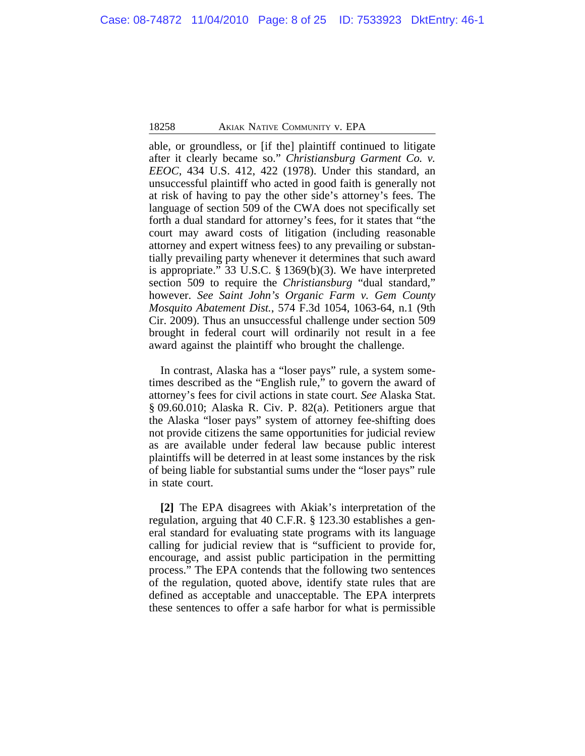able, or groundless, or [if the] plaintiff continued to litigate after it clearly became so." *Christiansburg Garment Co. v. EEOC*, 434 U.S. 412, 422 (1978). Under this standard, an unsuccessful plaintiff who acted in good faith is generally not at risk of having to pay the other side's attorney's fees. The language of section 509 of the CWA does not specifically set forth a dual standard for attorney's fees, for it states that "the court may award costs of litigation (including reasonable attorney and expert witness fees) to any prevailing or substantially prevailing party whenever it determines that such award is appropriate." 33 U.S.C. § 1369(b)(3). We have interpreted section 509 to require the *Christiansburg* "dual standard," however. *See Saint John's Organic Farm v. Gem County Mosquito Abatement Dist.*, 574 F.3d 1054, 1063-64, n.1 (9th Cir. 2009). Thus an unsuccessful challenge under section 509 brought in federal court will ordinarily not result in a fee award against the plaintiff who brought the challenge.

In contrast, Alaska has a "loser pays" rule, a system sometimes described as the "English rule," to govern the award of attorney's fees for civil actions in state court. *See* Alaska Stat. § 09.60.010; Alaska R. Civ. P. 82(a). Petitioners argue that the Alaska "loser pays" system of attorney fee-shifting does not provide citizens the same opportunities for judicial review as are available under federal law because public interest plaintiffs will be deterred in at least some instances by the risk of being liable for substantial sums under the "loser pays" rule in state court.

**[2]** The EPA disagrees with Akiak's interpretation of the regulation, arguing that 40 C.F.R. § 123.30 establishes a general standard for evaluating state programs with its language calling for judicial review that is "sufficient to provide for, encourage, and assist public participation in the permitting process." The EPA contends that the following two sentences of the regulation, quoted above, identify state rules that are defined as acceptable and unacceptable. The EPA interprets these sentences to offer a safe harbor for what is permissible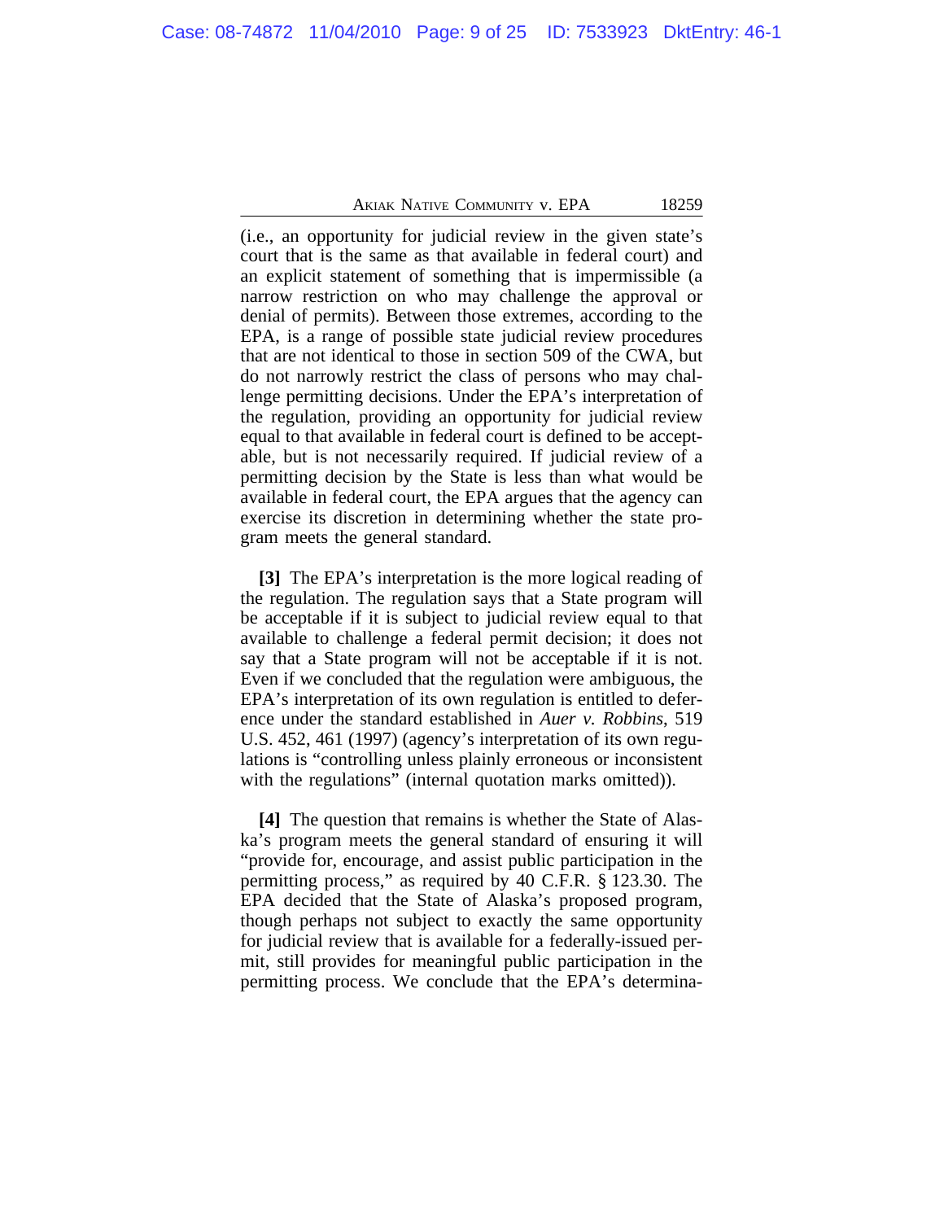(i.e., an opportunity for judicial review in the given state's court that is the same as that available in federal court) and an explicit statement of something that is impermissible (a narrow restriction on who may challenge the approval or denial of permits). Between those extremes, according to the EPA, is a range of possible state judicial review procedures that are not identical to those in section 509 of the CWA, but do not narrowly restrict the class of persons who may challenge permitting decisions. Under the EPA's interpretation of the regulation, providing an opportunity for judicial review equal to that available in federal court is defined to be acceptable, but is not necessarily required. If judicial review of a permitting decision by the State is less than what would be available in federal court, the EPA argues that the agency can exercise its discretion in determining whether the state program meets the general standard.

**[3]** The EPA's interpretation is the more logical reading of the regulation. The regulation says that a State program will be acceptable if it is subject to judicial review equal to that available to challenge a federal permit decision; it does not say that a State program will not be acceptable if it is not. Even if we concluded that the regulation were ambiguous, the EPA's interpretation of its own regulation is entitled to deference under the standard established in *Auer v. Robbins*, 519 U.S. 452, 461 (1997) (agency's interpretation of its own regulations is "controlling unless plainly erroneous or inconsistent with the regulations" (internal quotation marks omitted)).

**[4]** The question that remains is whether the State of Alaska's program meets the general standard of ensuring it will "provide for, encourage, and assist public participation in the permitting process," as required by 40 C.F.R. § 123.30. The EPA decided that the State of Alaska's proposed program, though perhaps not subject to exactly the same opportunity for judicial review that is available for a federally-issued permit, still provides for meaningful public participation in the permitting process. We conclude that the EPA's determina-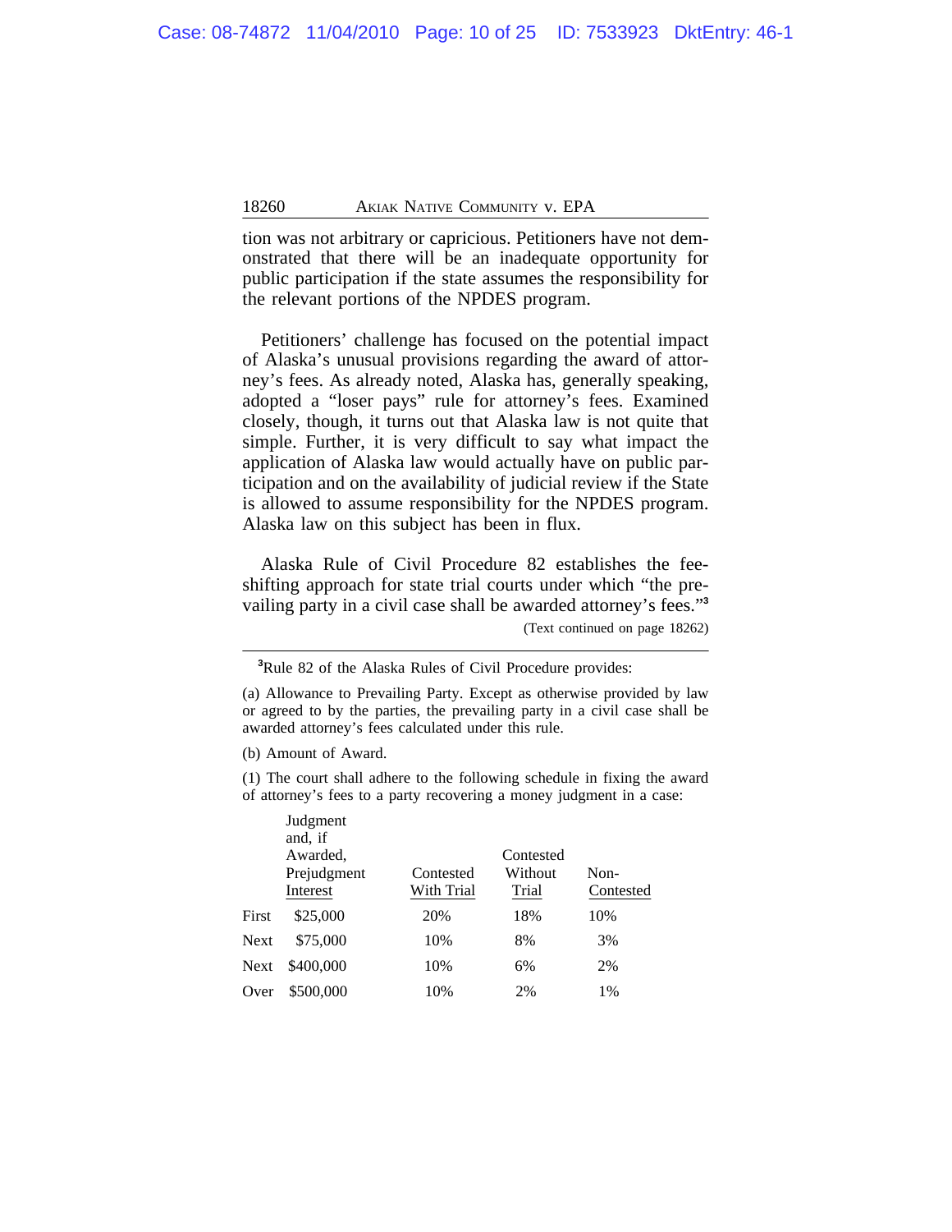tion was not arbitrary or capricious. Petitioners have not demonstrated that there will be an inadequate opportunity for public participation if the state assumes the responsibility for the relevant portions of the NPDES program.

Petitioners' challenge has focused on the potential impact of Alaska's unusual provisions regarding the award of attorney's fees. As already noted, Alaska has, generally speaking, adopted a "loser pays" rule for attorney's fees. Examined closely, though, it turns out that Alaska law is not quite that simple. Further, it is very difficult to say what impact the application of Alaska law would actually have on public participation and on the availability of judicial review if the State is allowed to assume responsibility for the NPDES program. Alaska law on this subject has been in flux.

Alaska Rule of Civil Procedure 82 establishes the fee-shifting approach for state trial courts under which "the prevailing party in a civil case shall be awarded attorney's fees."[3]

(Text continued on page 18262)

---

[3]Rule 82 of the Alaska Rules of Civil Procedure provides:

(a) Allowance to Prevailing Party. Except as otherwise provided by law or agreed to by the parties, the prevailing party in a civil case shall be awarded attorney's fees calculated under this rule.

(b) Amount of Award.

(1) The court shall adhere to the following schedule in fixing the award of attorney's fees to a party recovering a money judgment in a case:

| | Judgment and, if Awarded, Prejudgment Interest | Contested With Trial | Contested Without Trial | Non-Contested |
|---|---|---|---|---|
| First | $25,000 | 20% | 18% | 10% |
| Next | $75,000 | 10% | 8% | 3% |
| Next | $400,000 | 10% | 6% | 2% |
| Over | $500,000 | 10% | 2% | 1% |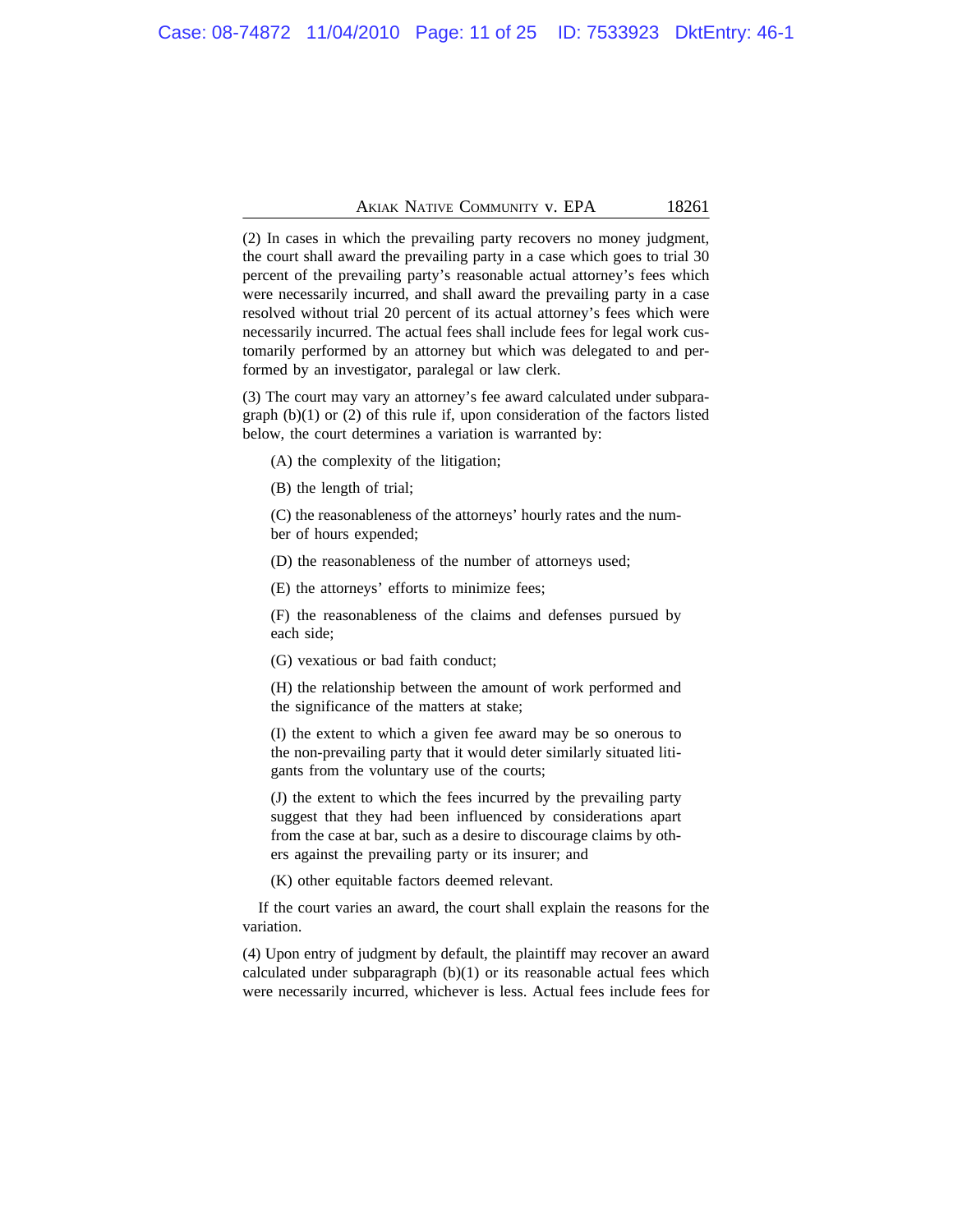(2) In cases in which the prevailing party recovers no money judgment, the court shall award the prevailing party in a case which goes to trial 30 percent of the prevailing party's reasonable actual attorney's fees which were necessarily incurred, and shall award the prevailing party in a case resolved without trial 20 percent of its actual attorney's fees which were necessarily incurred. The actual fees shall include fees for legal work customarily performed by an attorney but which was delegated to and performed by an investigator, paralegal or law clerk.

(3) The court may vary an attorney's fee award calculated under subparagraph (b)(1) or (2) of this rule if, upon consideration of the factors listed below, the court determines a variation is warranted by:

(A) the complexity of the litigation;

(B) the length of trial;

(C) the reasonableness of the attorneys' hourly rates and the number of hours expended;

(D) the reasonableness of the number of attorneys used;

(E) the attorneys' efforts to minimize fees;

(F) the reasonableness of the claims and defenses pursued by each side;

(G) vexatious or bad faith conduct;

(H) the relationship between the amount of work performed and the significance of the matters at stake;

(I) the extent to which a given fee award may be so onerous to the non-prevailing party that it would deter similarly situated litigants from the voluntary use of the courts;

(J) the extent to which the fees incurred by the prevailing party suggest that they had been influenced by considerations apart from the case at bar, such as a desire to discourage claims by others against the prevailing party or its insurer; and

(K) other equitable factors deemed relevant.

If the court varies an award, the court shall explain the reasons for the variation.

(4) Upon entry of judgment by default, the plaintiff may recover an award calculated under subparagraph (b)(1) or its reasonable actual fees which were necessarily incurred, whichever is less. Actual fees include fees for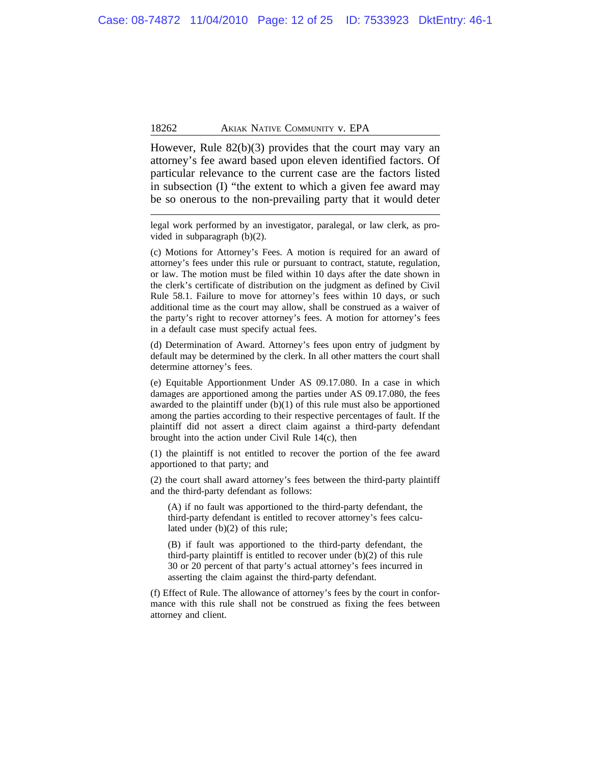However, Rule 82(b)(3) provides that the court may vary an attorney's fee award based upon eleven identified factors. Of particular relevance to the current case are the factors listed in subsection (I) "the extent to which a given fee award may be so onerous to the non-prevailing party that it would deter

---

legal work performed by an investigator, paralegal, or law clerk, as provided in subparagraph (b)(2).

(c) Motions for Attorney's Fees. A motion is required for an award of attorney's fees under this rule or pursuant to contract, statute, regulation, or law. The motion must be filed within 10 days after the date shown in the clerk's certificate of distribution on the judgment as defined by Civil Rule 58.1. Failure to move for attorney's fees within 10 days, or such additional time as the court may allow, shall be construed as a waiver of the party's right to recover attorney's fees. A motion for attorney's fees in a default case must specify actual fees.

(d) Determination of Award. Attorney's fees upon entry of judgment by default may be determined by the clerk. In all other matters the court shall determine attorney's fees.

(e) Equitable Apportionment Under AS 09.17.080. In a case in which damages are apportioned among the parties under AS 09.17.080, the fees awarded to the plaintiff under (b)(1) of this rule must also be apportioned among the parties according to their respective percentages of fault. If the plaintiff did not assert a direct claim against a third-party defendant brought into the action under Civil Rule 14(c), then

(1) the plaintiff is not entitled to recover the portion of the fee award apportioned to that party; and

(2) the court shall award attorney's fees between the third-party plaintiff and the third-party defendant as follows:

> (A) if no fault was apportioned to the third-party defendant, the third-party defendant is entitled to recover attorney's fees calculated under (b)(2) of this rule;
>
> (B) if fault was apportioned to the third-party defendant, the third-party plaintiff is entitled to recover under (b)(2) of this rule 30 or 20 percent of that party's actual attorney's fees incurred in asserting the claim against the third-party defendant.

(f) Effect of Rule. The allowance of attorney's fees by the court in conformance with this rule shall not be construed as fixing the fees between attorney and client.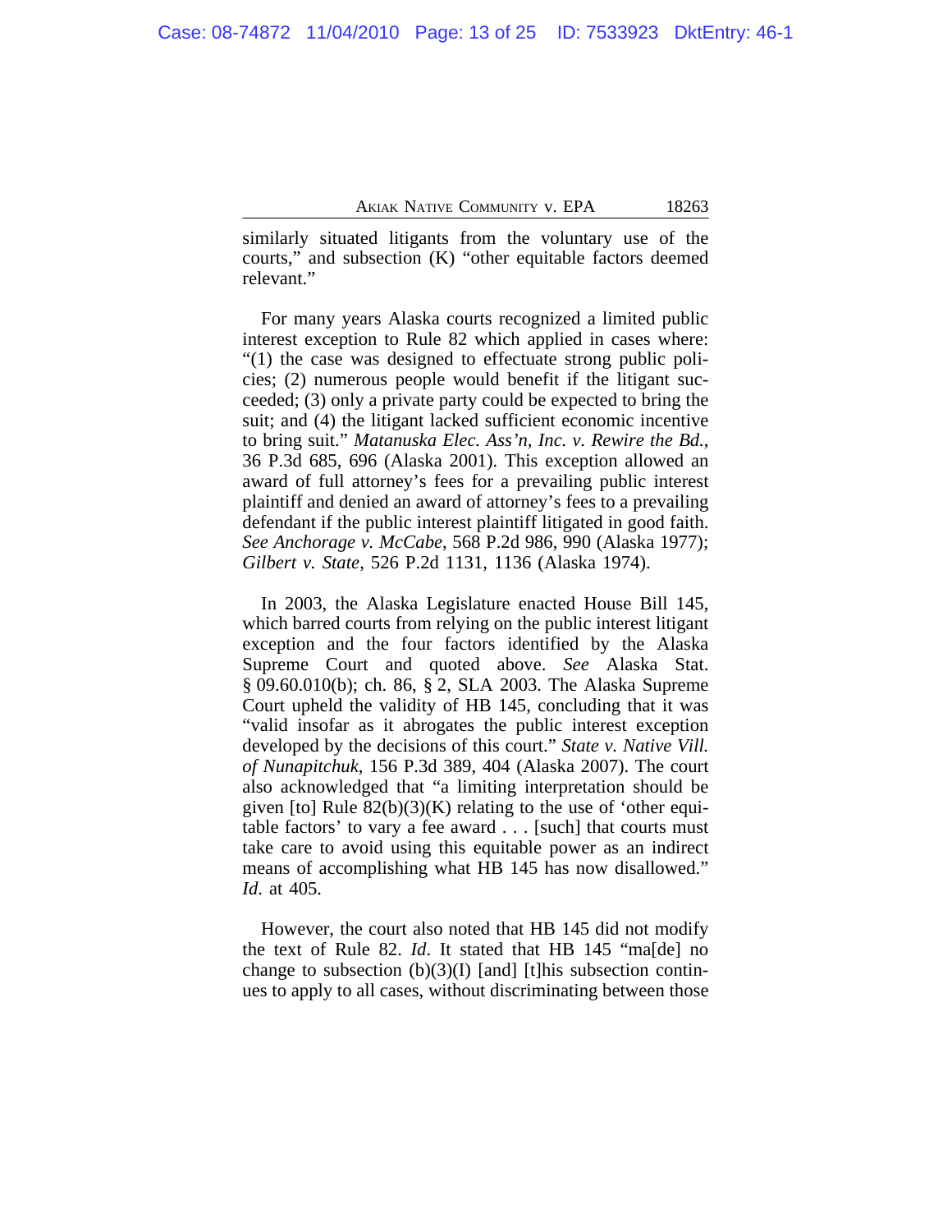similarly situated litigants from the voluntary use of the courts," and subsection (K) "other equitable factors deemed relevant."

For many years Alaska courts recognized a limited public interest exception to Rule 82 which applied in cases where: "(1) the case was designed to effectuate strong public policies; (2) numerous people would benefit if the litigant succeeded; (3) only a private party could be expected to bring the suit; and (4) the litigant lacked sufficient economic incentive to bring suit." *Matanuska Elec. Ass'n, Inc. v. Rewire the Bd.*, 36 P.3d 685, 696 (Alaska 2001). This exception allowed an award of full attorney's fees for a prevailing public interest plaintiff and denied an award of attorney's fees to a prevailing defendant if the public interest plaintiff litigated in good faith. *See Anchorage v. McCabe*, 568 P.2d 986, 990 (Alaska 1977); *Gilbert v. State*, 526 P.2d 1131, 1136 (Alaska 1974).

In 2003, the Alaska Legislature enacted House Bill 145, which barred courts from relying on the public interest litigant exception and the four factors identified by the Alaska Supreme Court and quoted above. *See* Alaska Stat. § 09.60.010(b); ch. 86, § 2, SLA 2003. The Alaska Supreme Court upheld the validity of HB 145, concluding that it was "valid insofar as it abrogates the public interest exception developed by the decisions of this court." *State v. Native Vill. of Nunapitchuk*, 156 P.3d 389, 404 (Alaska 2007). The court also acknowledged that "a limiting interpretation should be given [to] Rule 82(b)(3)(K) relating to the use of 'other equitable factors' to vary a fee award . . . [such] that courts must take care to avoid using this equitable power as an indirect means of accomplishing what HB 145 has now disallowed." *Id.* at 405.

However, the court also noted that HB 145 did not modify the text of Rule 82. *Id.* It stated that HB 145 "ma[de] no change to subsection (b)(3)(I) [and] [t]his subsection continues to apply to all cases, without discriminating between those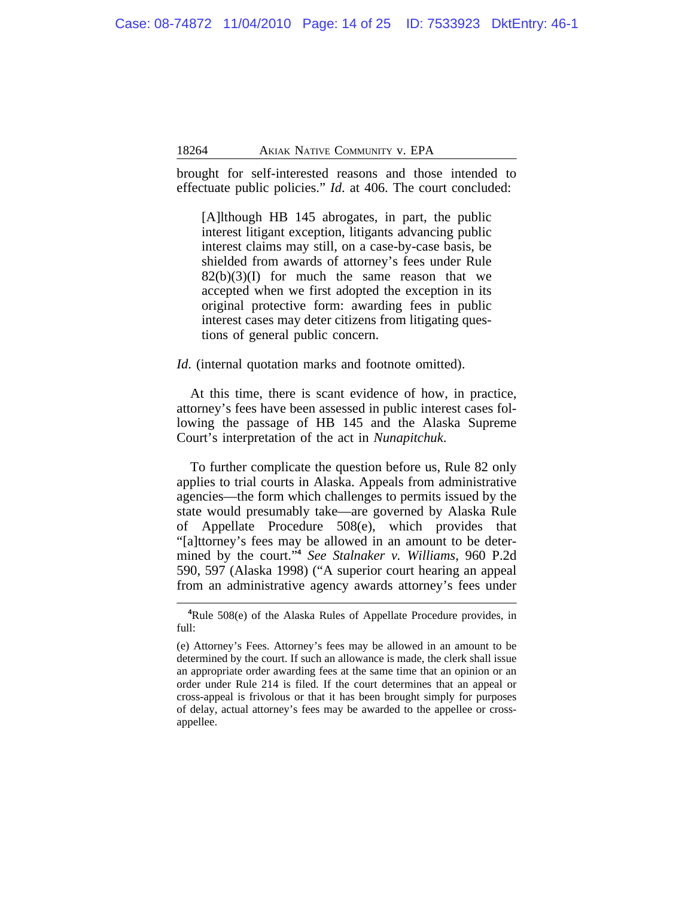brought for self-interested reasons and those intended to effectuate public policies." *Id.* at 406. The court concluded:

> [A]lthough HB 145 abrogates, in part, the public interest litigant exception, litigants advancing public interest claims may still, on a case-by-case basis, be shielded from awards of attorney's fees under Rule 82(b)(3)(I) for much the same reason that we accepted when we first adopted the exception in its original protective form: awarding fees in public interest cases may deter citizens from litigating questions of general public concern.

*Id*. (internal quotation marks and footnote omitted).

At this time, there is scant evidence of how, in practice, attorney's fees have been assessed in public interest cases following the passage of HB 145 and the Alaska Supreme Court's interpretation of the act in *Nunapitchuk*.

To further complicate the question before us, Rule 82 only applies to trial courts in Alaska. Appeals from administrative agencies—the form which challenges to permits issued by the state would presumably take—are governed by Alaska Rule of Appellate Procedure 508(e), which provides that "[a]ttorney's fees may be allowed in an amount to be determined by the court."[4] *See Stalnaker v. Williams*, 960 P.2d 590, 597 (Alaska 1998) ("A superior court hearing an appeal from an administrative agency awards attorney's fees under

---

[4]Rule 508(e) of the Alaska Rules of Appellate Procedure provides, in full:

(e) Attorney's Fees. Attorney's fees may be allowed in an amount to be determined by the court. If such an allowance is made, the clerk shall issue an appropriate order awarding fees at the same time that an opinion or an order under Rule 214 is filed. If the court determines that an appeal or cross-appeal is frivolous or that it has been brought simply for purposes of delay, actual attorney's fees may be awarded to the appellee or cross-appellee.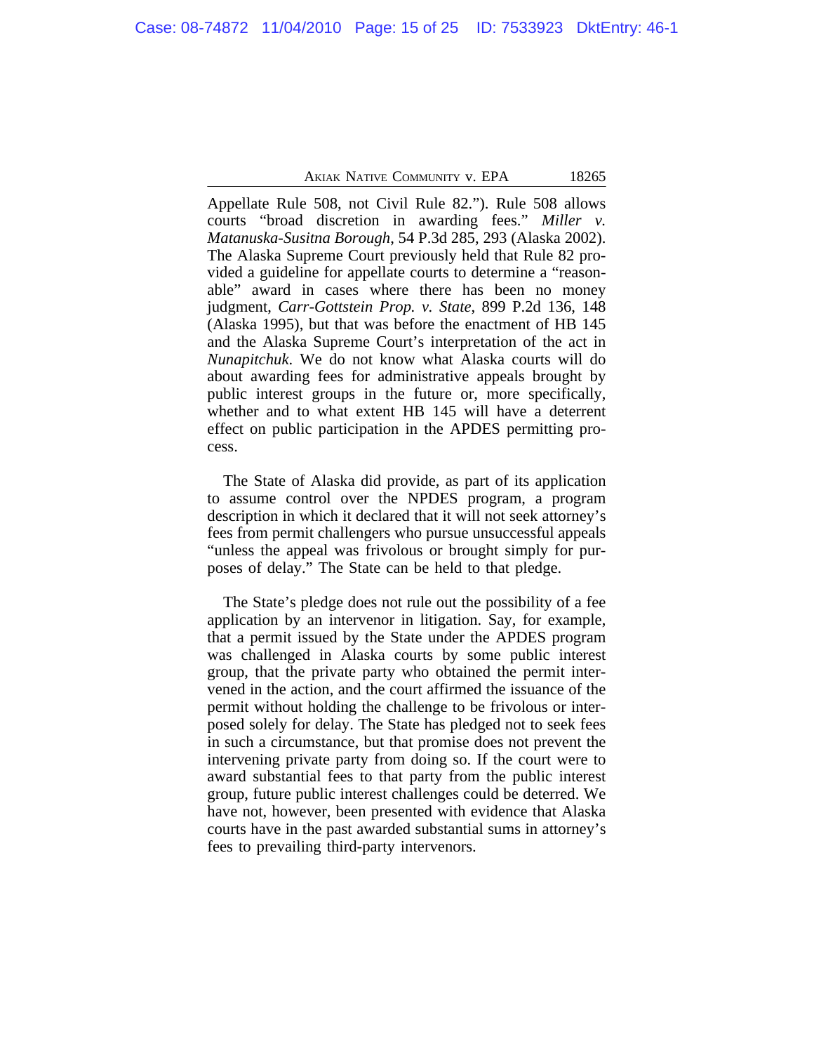Appellate Rule 508, not Civil Rule 82."). Rule 508 allows courts "broad discretion in awarding fees." *Miller v. Matanuska-Susitna Borough*, 54 P.3d 285, 293 (Alaska 2002). The Alaska Supreme Court previously held that Rule 82 provided a guideline for appellate courts to determine a "reasonable" award in cases where there has been no money judgment, *Carr-Gottstein Prop. v. State*, 899 P.2d 136, 148 (Alaska 1995), but that was before the enactment of HB 145 and the Alaska Supreme Court's interpretation of the act in *Nunapitchuk*. We do not know what Alaska courts will do about awarding fees for administrative appeals brought by public interest groups in the future or, more specifically, whether and to what extent HB 145 will have a deterrent effect on public participation in the APDES permitting process.

The State of Alaska did provide, as part of its application to assume control over the NPDES program, a program description in which it declared that it will not seek attorney's fees from permit challengers who pursue unsuccessful appeals "unless the appeal was frivolous or brought simply for purposes of delay." The State can be held to that pledge.

The State's pledge does not rule out the possibility of a fee application by an intervenor in litigation. Say, for example, that a permit issued by the State under the APDES program was challenged in Alaska courts by some public interest group, that the private party who obtained the permit intervened in the action, and the court affirmed the issuance of the permit without holding the challenge to be frivolous or interposed solely for delay. The State has pledged not to seek fees in such a circumstance, but that promise does not prevent the intervening private party from doing so. If the court were to award substantial fees to that party from the public interest group, future public interest challenges could be deterred. We have not, however, been presented with evidence that Alaska courts have in the past awarded substantial sums in attorney's fees to prevailing third-party intervenors.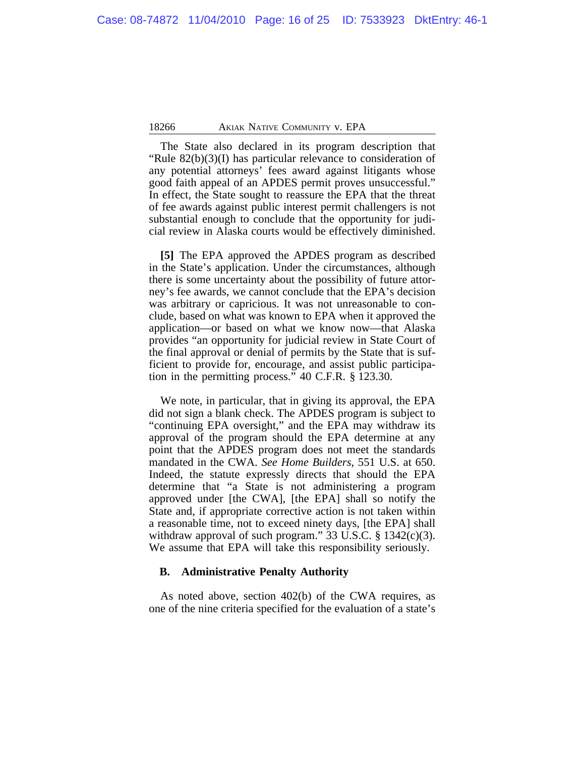The State also declared in its program description that "Rule 82(b)(3)(I) has particular relevance to consideration of any potential attorneys' fees award against litigants whose good faith appeal of an APDES permit proves unsuccessful." In effect, the State sought to reassure the EPA that the threat of fee awards against public interest permit challengers is not substantial enough to conclude that the opportunity for judicial review in Alaska courts would be effectively diminished.

**[5]** The EPA approved the APDES program as described in the State's application. Under the circumstances, although there is some uncertainty about the possibility of future attorney's fee awards, we cannot conclude that the EPA's decision was arbitrary or capricious. It was not unreasonable to conclude, based on what was known to EPA when it approved the application—or based on what we know now—that Alaska provides "an opportunity for judicial review in State Court of the final approval or denial of permits by the State that is sufficient to provide for, encourage, and assist public participation in the permitting process." 40 C.F.R. § 123.30.

We note, in particular, that in giving its approval, the EPA did not sign a blank check. The APDES program is subject to "continuing EPA oversight," and the EPA may withdraw its approval of the program should the EPA determine at any point that the APDES program does not meet the standards mandated in the CWA. *See Home Builders*, 551 U.S. at 650. Indeed, the statute expressly directs that should the EPA determine that "a State is not administering a program approved under [the CWA], [the EPA] shall so notify the State and, if appropriate corrective action is not taken within a reasonable time, not to exceed ninety days, [the EPA] shall withdraw approval of such program." 33 U.S.C. § 1342(c)(3). We assume that EPA will take this responsibility seriously.

### B. Administrative Penalty Authority

As noted above, section 402(b) of the CWA requires, as one of the nine criteria specified for the evaluation of a state's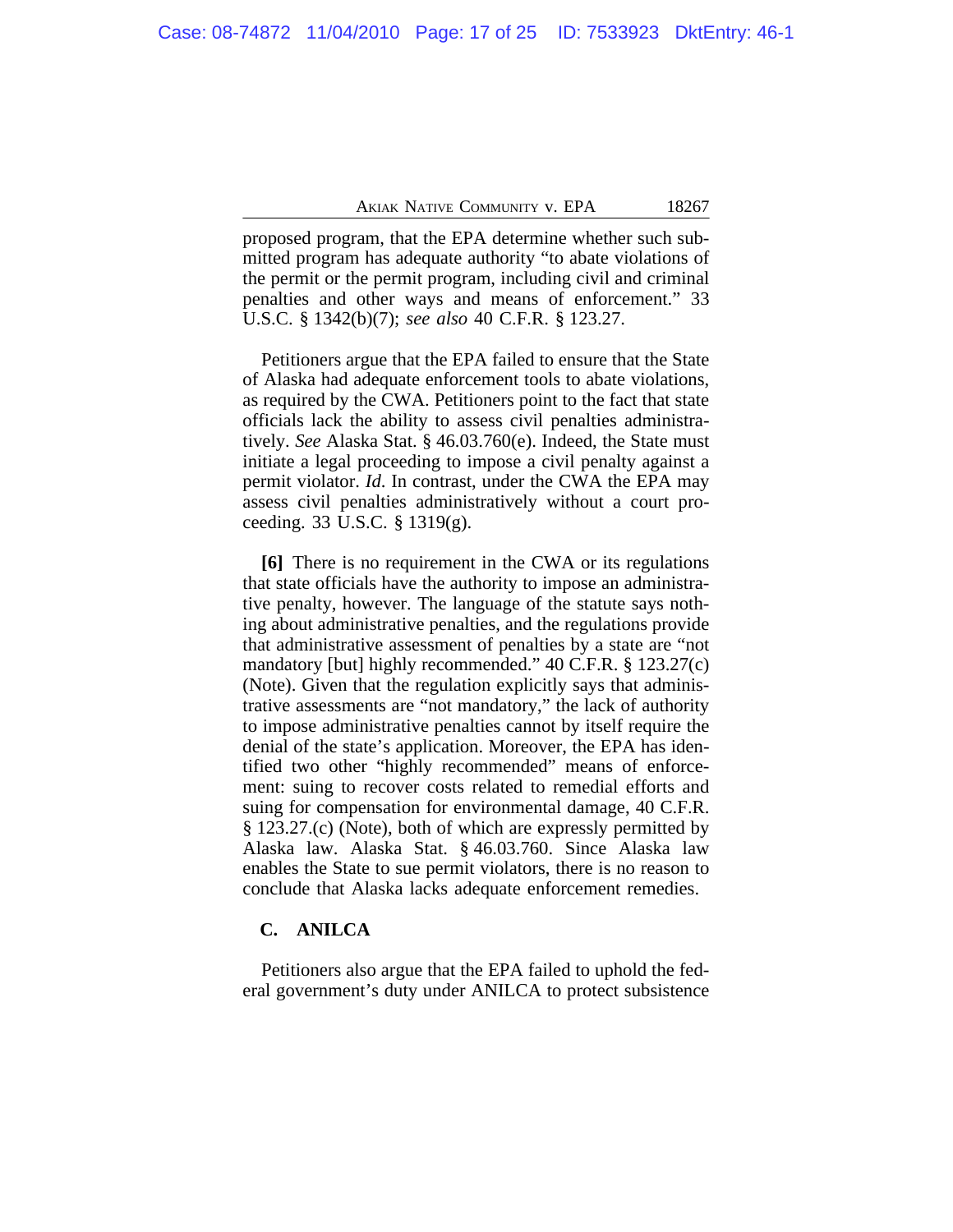proposed program, that the EPA determine whether such submitted program has adequate authority "to abate violations of the permit or the permit program, including civil and criminal penalties and other ways and means of enforcement." 33 U.S.C. § 1342(b)(7); *see also* 40 C.F.R. § 123.27.

Petitioners argue that the EPA failed to ensure that the State of Alaska had adequate enforcement tools to abate violations, as required by the CWA. Petitioners point to the fact that state officials lack the ability to assess civil penalties administratively. *See* Alaska Stat. § 46.03.760(e). Indeed, the State must initiate a legal proceeding to impose a civil penalty against a permit violator. *Id*. In contrast, under the CWA the EPA may assess civil penalties administratively without a court proceeding. 33 U.S.C. § 1319(g).

**[6]** There is no requirement in the CWA or its regulations that state officials have the authority to impose an administrative penalty, however. The language of the statute says nothing about administrative penalties, and the regulations provide that administrative assessment of penalties by a state are "not mandatory [but] highly recommended." 40 C.F.R. § 123.27(c) (Note). Given that the regulation explicitly says that administrative assessments are "not mandatory," the lack of authority to impose administrative penalties cannot by itself require the denial of the state's application. Moreover, the EPA has identified two other "highly recommended" means of enforcement: suing to recover costs related to remedial efforts and suing for compensation for environmental damage, 40 C.F.R. § 123.27.(c) (Note), both of which are expressly permitted by Alaska law. Alaska Stat. § 46.03.760. Since Alaska law enables the State to sue permit violators, there is no reason to conclude that Alaska lacks adequate enforcement remedies.

### C. ANILCA

Petitioners also argue that the EPA failed to uphold the federal government's duty under ANILCA to protect subsistence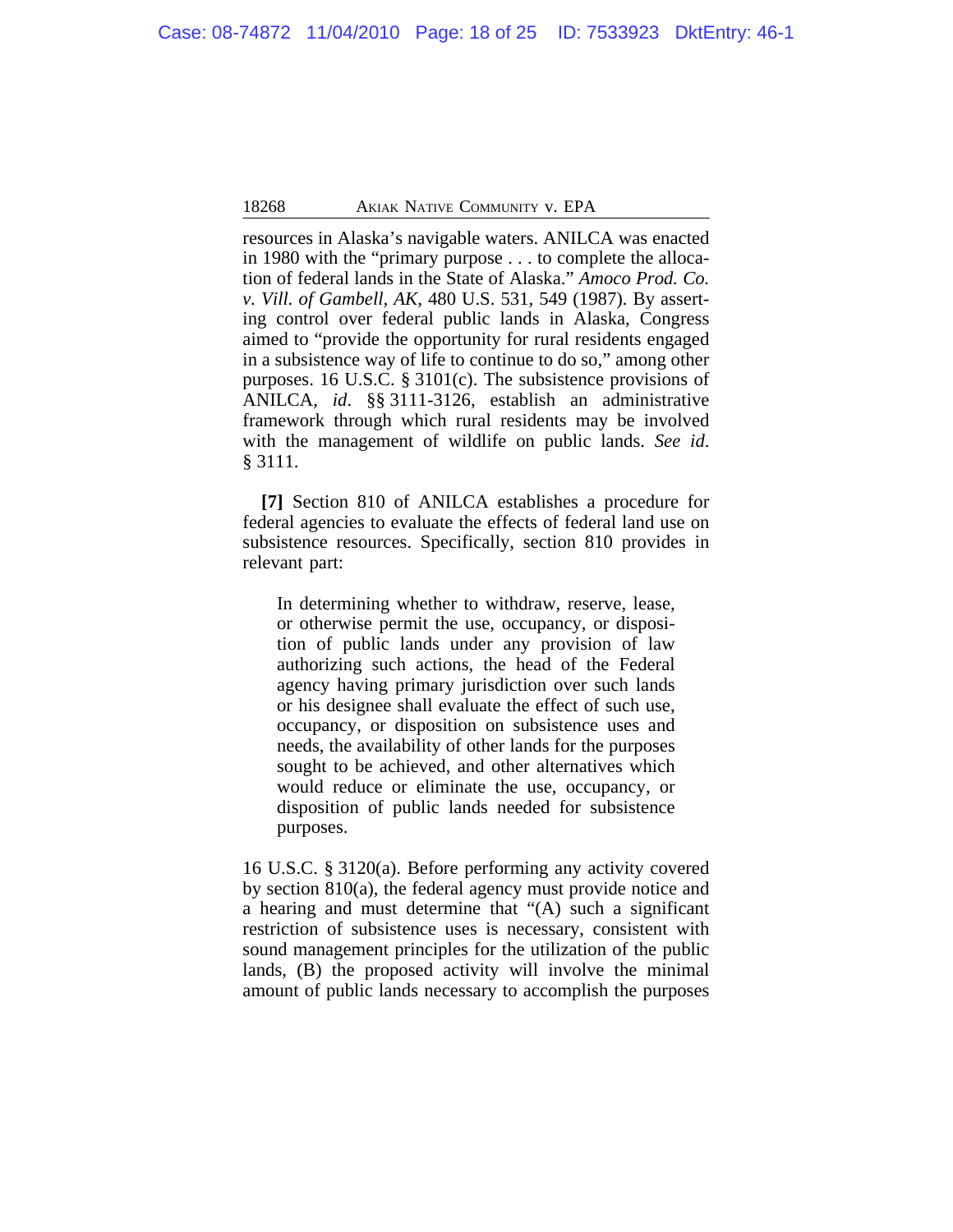resources in Alaska's navigable waters. ANILCA was enacted in 1980 with the "primary purpose . . . to complete the allocation of federal lands in the State of Alaska." *Amoco Prod. Co. v. Vill. of Gambell, AK*, 480 U.S. 531, 549 (1987). By asserting control over federal public lands in Alaska, Congress aimed to "provide the opportunity for rural residents engaged in a subsistence way of life to continue to do so," among other purposes. 16 U.S.C. § 3101(c). The subsistence provisions of ANILCA, *id*. §§ 3111-3126, establish an administrative framework through which rural residents may be involved with the management of wildlife on public lands. *See id*. § 3111.

**[7]** Section 810 of ANILCA establishes a procedure for federal agencies to evaluate the effects of federal land use on subsistence resources. Specifically, section 810 provides in relevant part:

> In determining whether to withdraw, reserve, lease, or otherwise permit the use, occupancy, or disposition of public lands under any provision of law authorizing such actions, the head of the Federal agency having primary jurisdiction over such lands or his designee shall evaluate the effect of such use, occupancy, or disposition on subsistence uses and needs, the availability of other lands for the purposes sought to be achieved, and other alternatives which would reduce or eliminate the use, occupancy, or disposition of public lands needed for subsistence purposes.

16 U.S.C. § 3120(a). Before performing any activity covered by section 810(a), the federal agency must provide notice and a hearing and must determine that "(A) such a significant restriction of subsistence uses is necessary, consistent with sound management principles for the utilization of the public lands, (B) the proposed activity will involve the minimal amount of public lands necessary to accomplish the purposes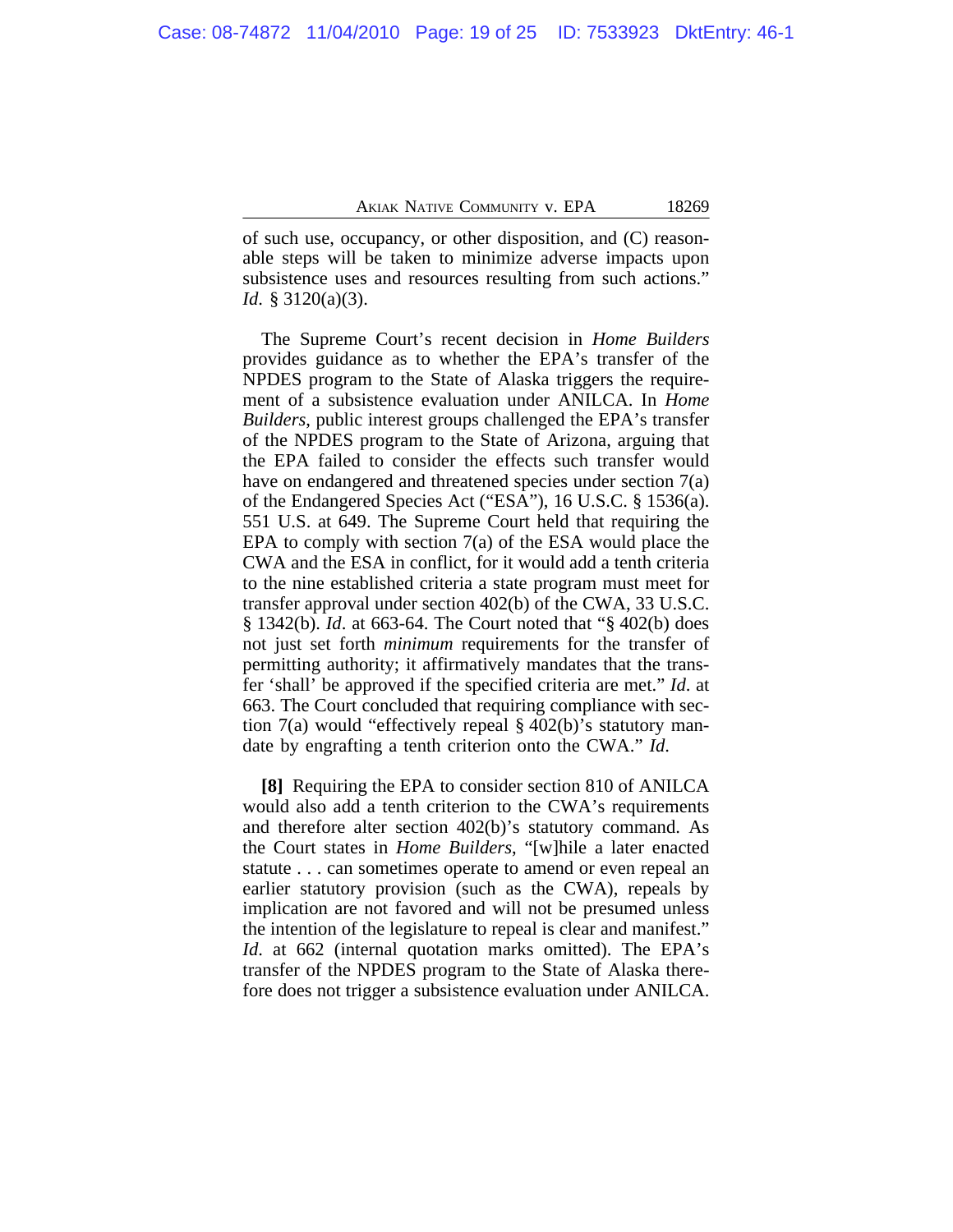of such use, occupancy, or other disposition, and (C) reasonable steps will be taken to minimize adverse impacts upon subsistence uses and resources resulting from such actions." *Id.* § 3120(a)(3).

The Supreme Court's recent decision in *Home Builders* provides guidance as to whether the EPA's transfer of the NPDES program to the State of Alaska triggers the requirement of a subsistence evaluation under ANILCA. In *Home Builders*, public interest groups challenged the EPA's transfer of the NPDES program to the State of Arizona, arguing that the EPA failed to consider the effects such transfer would have on endangered and threatened species under section 7(a) of the Endangered Species Act ("ESA"), 16 U.S.C. § 1536(a). 551 U.S. at 649. The Supreme Court held that requiring the EPA to comply with section 7(a) of the ESA would place the CWA and the ESA in conflict, for it would add a tenth criteria to the nine established criteria a state program must meet for transfer approval under section 402(b) of the CWA, 33 U.S.C. § 1342(b). *Id*. at 663-64. The Court noted that "§ 402(b) does not just set forth *minimum* requirements for the transfer of permitting authority; it affirmatively mandates that the transfer 'shall' be approved if the specified criteria are met." *Id*. at 663. The Court concluded that requiring compliance with section 7(a) would "effectively repeal § 402(b)'s statutory mandate by engrafting a tenth criterion onto the CWA." *Id.*

**[8]** Requiring the EPA to consider section 810 of ANILCA would also add a tenth criterion to the CWA's requirements and therefore alter section 402(b)'s statutory command. As the Court states in *Home Builders*, "[w]hile a later enacted statute . . . can sometimes operate to amend or even repeal an earlier statutory provision (such as the CWA), repeals by implication are not favored and will not be presumed unless the intention of the legislature to repeal is clear and manifest." *Id*. at 662 (internal quotation marks omitted). The EPA's transfer of the NPDES program to the State of Alaska therefore does not trigger a subsistence evaluation under ANILCA.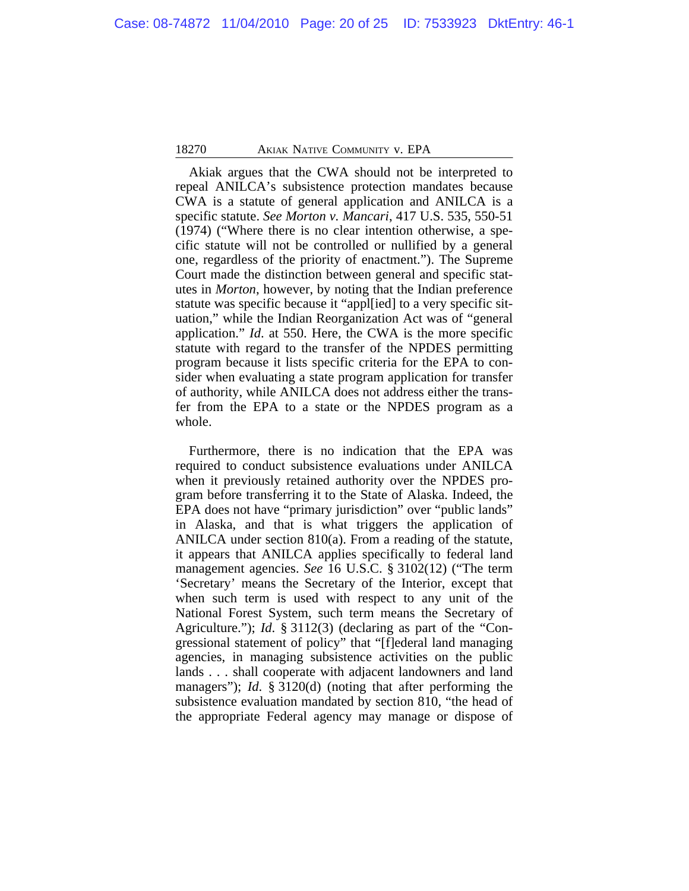Akiak argues that the CWA should not be interpreted to repeal ANILCA's subsistence protection mandates because CWA is a statute of general application and ANILCA is a specific statute. *See Morton v. Mancari*, 417 U.S. 535, 550-51 (1974) ("Where there is no clear intention otherwise, a specific statute will not be controlled or nullified by a general one, regardless of the priority of enactment."). The Supreme Court made the distinction between general and specific statutes in *Morton*, however, by noting that the Indian preference statute was specific because it "appl[ied] to a very specific situation," while the Indian Reorganization Act was of "general application." *Id.* at 550. Here, the CWA is the more specific statute with regard to the transfer of the NPDES permitting program because it lists specific criteria for the EPA to consider when evaluating a state program application for transfer of authority, while ANILCA does not address either the transfer from the EPA to a state or the NPDES program as a whole.

Furthermore, there is no indication that the EPA was required to conduct subsistence evaluations under ANILCA when it previously retained authority over the NPDES program before transferring it to the State of Alaska. Indeed, the EPA does not have "primary jurisdiction" over "public lands" in Alaska, and that is what triggers the application of ANILCA under section 810(a). From a reading of the statute, it appears that ANILCA applies specifically to federal land management agencies. *See* 16 U.S.C. § 3102(12) ("The term 'Secretary' means the Secretary of the Interior, except that when such term is used with respect to any unit of the National Forest System, such term means the Secretary of Agriculture."); *Id.* § 3112(3) (declaring as part of the "Congressional statement of policy" that "[f]ederal land managing agencies, in managing subsistence activities on the public lands . . . shall cooperate with adjacent landowners and land managers"); *Id.* § 3120(d) (noting that after performing the subsistence evaluation mandated by section 810, "the head of the appropriate Federal agency may manage or dispose of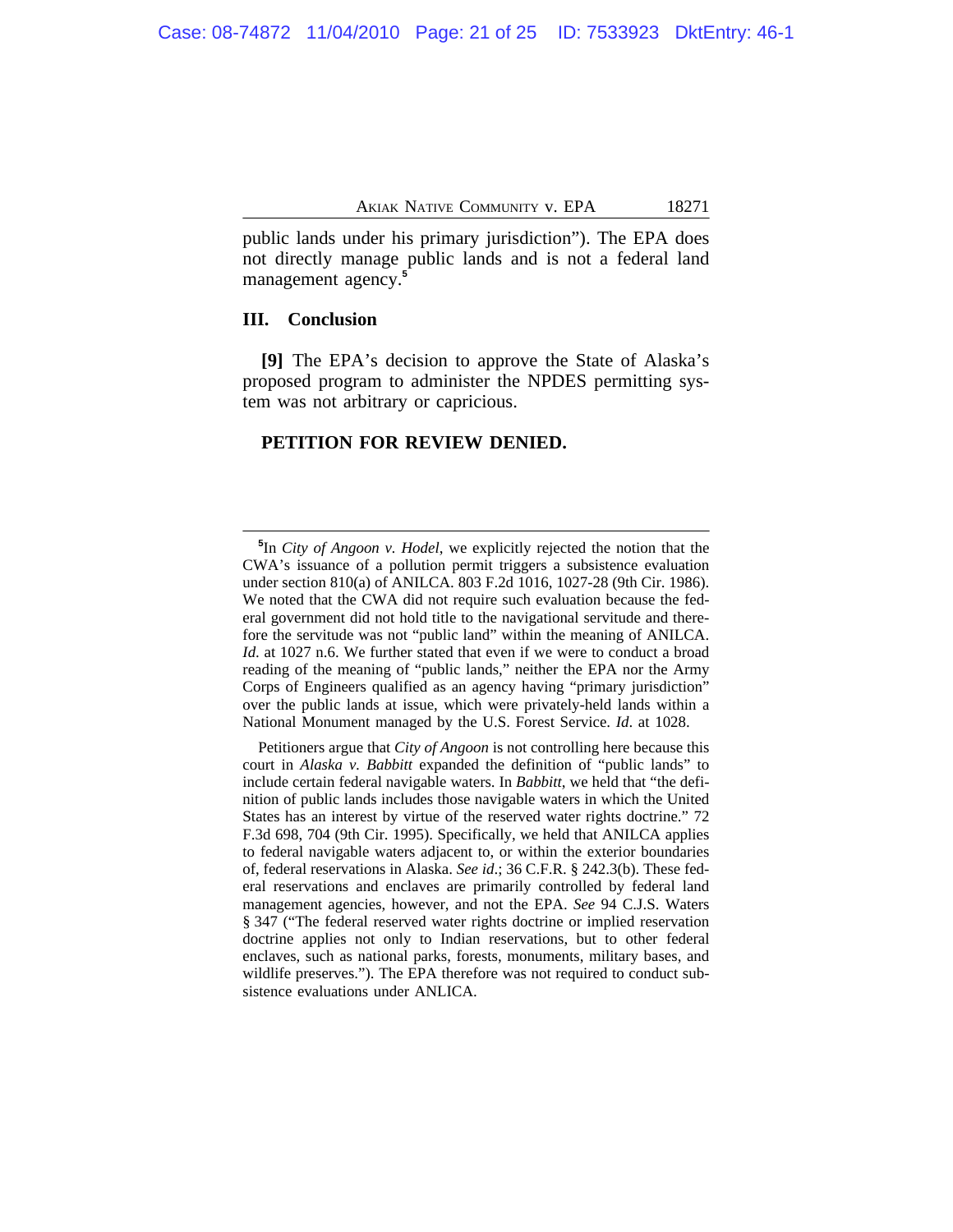public lands under his primary jurisdiction"). The EPA does not directly manage public lands and is not a federal land management agency.[5]

## III. Conclusion

**[9]** The EPA's decision to approve the State of Alaska's proposed program to administer the NPDES permitting system was not arbitrary or capricious.

**PETITION FOR REVIEW DENIED.**

---

[5]In *City of Angoon v. Hodel*, we explicitly rejected the notion that the CWA's issuance of a pollution permit triggers a subsistence evaluation under section 810(a) of ANILCA. 803 F.2d 1016, 1027-28 (9th Cir. 1986). We noted that the CWA did not require such evaluation because the federal government did not hold title to the navigational servitude and therefore the servitude was not "public land" within the meaning of ANILCA. *Id.* at 1027 n.6. We further stated that even if we were to conduct a broad reading of the meaning of "public lands," neither the EPA nor the Army Corps of Engineers qualified as an agency having "primary jurisdiction" over the public lands at issue, which were privately-held lands within a National Monument managed by the U.S. Forest Service. *Id.* at 1028.

Petitioners argue that *City of Angoon* is not controlling here because this court in *Alaska v. Babbitt* expanded the definition of "public lands" to include certain federal navigable waters. In *Babbitt*, we held that "the definition of public lands includes those navigable waters in which the United States has an interest by virtue of the reserved water rights doctrine." 72 F.3d 698, 704 (9th Cir. 1995). Specifically, we held that ANILCA applies to federal navigable waters adjacent to, or within the exterior boundaries of, federal reservations in Alaska. *See id.*; 36 C.F.R. § 242.3(b). These federal reservations and enclaves are primarily controlled by federal land management agencies, however, and not the EPA. *See* 94 C.J.S. Waters § 347 ("The federal reserved water rights doctrine or implied reservation doctrine applies not only to Indian reservations, but to other federal enclaves, such as national parks, forests, monuments, military bases, and wildlife preserves."). The EPA therefore was not required to conduct subsistence evaluations under ANLICA.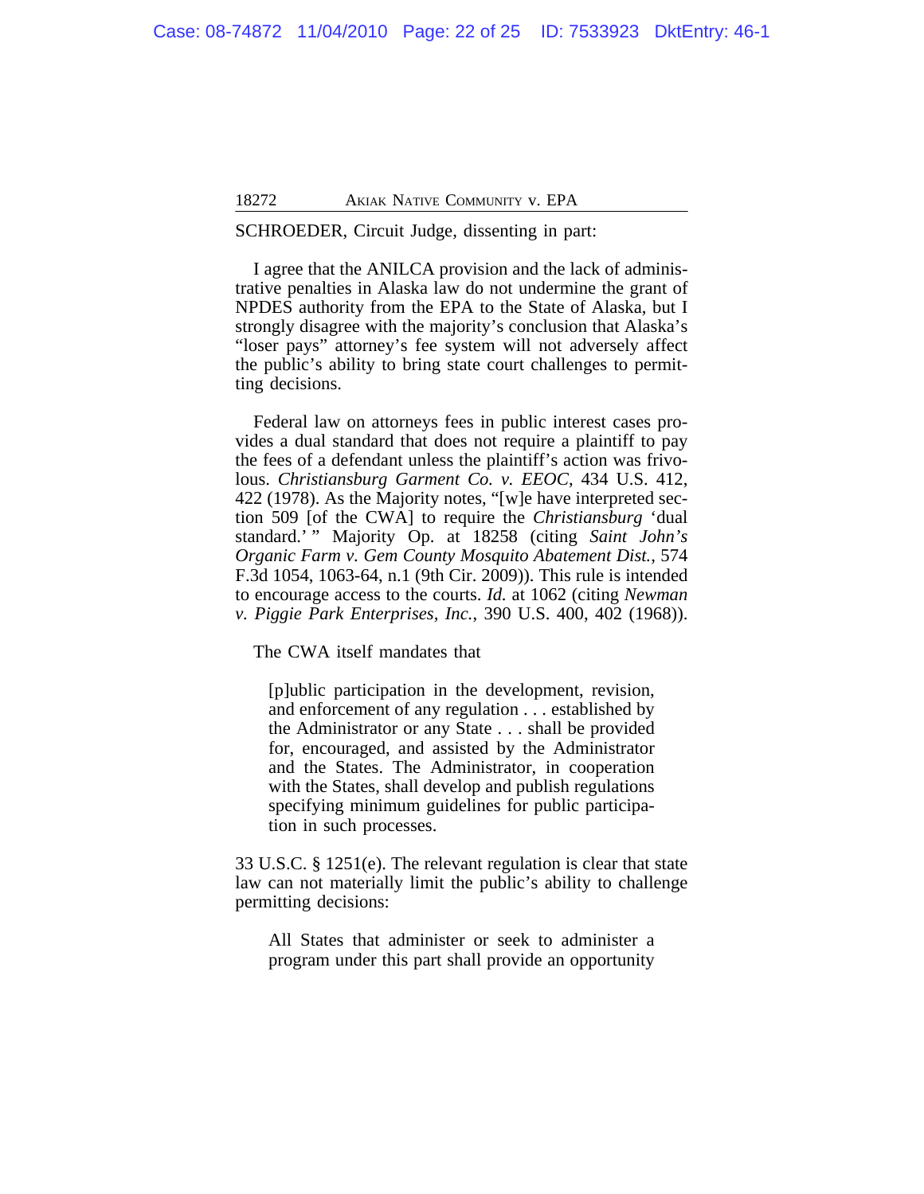SCHROEDER, Circuit Judge, dissenting in part:

I agree that the ANILCA provision and the lack of administrative penalties in Alaska law do not undermine the grant of NPDES authority from the EPA to the State of Alaska, but I strongly disagree with the majority's conclusion that Alaska's "loser pays" attorney's fee system will not adversely affect the public's ability to bring state court challenges to permitting decisions.

Federal law on attorneys fees in public interest cases provides a dual standard that does not require a plaintiff to pay the fees of a defendant unless the plaintiff's action was frivolous. *Christiansburg Garment Co. v. EEOC*, 434 U.S. 412, 422 (1978). As the Majority notes, "[w]e have interpreted section 509 [of the CWA] to require the *Christiansburg* 'dual standard.' " Majority Op. at 18258 (citing *Saint John's Organic Farm v. Gem County Mosquito Abatement Dist.*, 574 F.3d 1054, 1063-64, n.1 (9th Cir. 2009)). This rule is intended to encourage access to the courts. *Id.* at 1062 (citing *Newman v. Piggie Park Enterprises, Inc.*, 390 U.S. 400, 402 (1968)).

The CWA itself mandates that

> [p]ublic participation in the development, revision, and enforcement of any regulation . . . established by the Administrator or any State . . . shall be provided for, encouraged, and assisted by the Administrator and the States. The Administrator, in cooperation with the States, shall develop and publish regulations specifying minimum guidelines for public participation in such processes.

33 U.S.C. § 1251(e). The relevant regulation is clear that state law can not materially limit the public's ability to challenge permitting decisions:

> All States that administer or seek to administer a program under this part shall provide an opportunity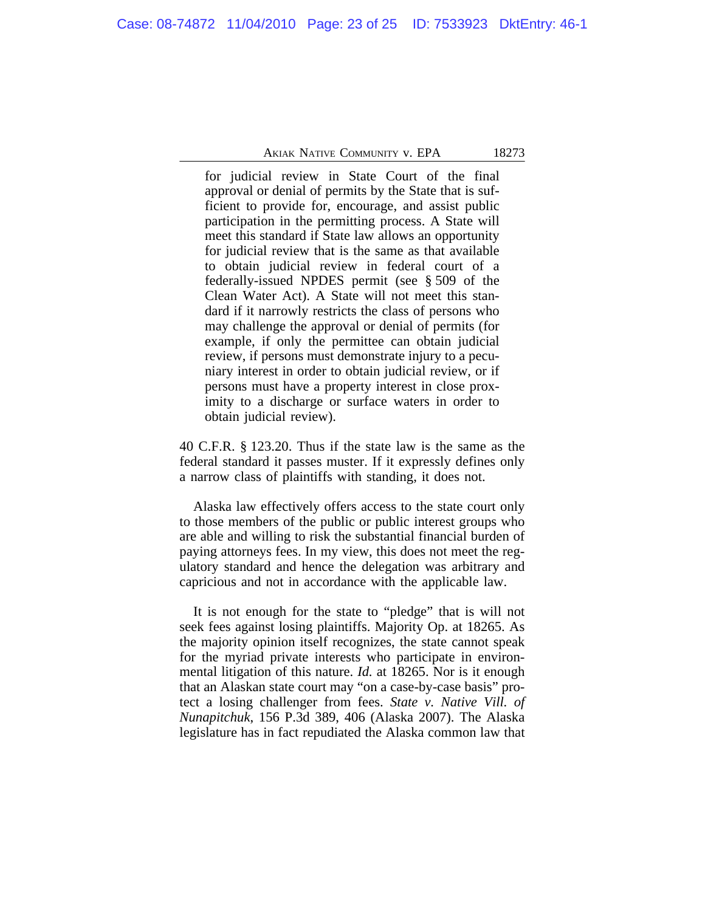> for judicial review in State Court of the final approval or denial of permits by the State that is sufficient to provide for, encourage, and assist public participation in the permitting process. A State will meet this standard if State law allows an opportunity for judicial review that is the same as that available to obtain judicial review in federal court of a federally-issued NPDES permit (see § 509 of the Clean Water Act). A State will not meet this standard if it narrowly restricts the class of persons who may challenge the approval or denial of permits (for example, if only the permittee can obtain judicial review, if persons must demonstrate injury to a pecuniary interest in order to obtain judicial review, or if persons must have a property interest in close proximity to a discharge or surface waters in order to obtain judicial review).

40 C.F.R. § 123.20. Thus if the state law is the same as the federal standard it passes muster. If it expressly defines only a narrow class of plaintiffs with standing, it does not.

Alaska law effectively offers access to the state court only to those members of the public or public interest groups who are able and willing to risk the substantial financial burden of paying attorneys fees. In my view, this does not meet the regulatory standard and hence the delegation was arbitrary and capricious and not in accordance with the applicable law.

It is not enough for the state to "pledge" that is will not seek fees against losing plaintiffs. Majority Op. at 18265. As the majority opinion itself recognizes, the state cannot speak for the myriad private interests who participate in environmental litigation of this nature. *Id.* at 18265. Nor is it enough that an Alaskan state court may "on a case-by-case basis" protect a losing challenger from fees. *State v. Native Vill. of Nunapitchuk*, 156 P.3d 389, 406 (Alaska 2007). The Alaska legislature has in fact repudiated the Alaska common law that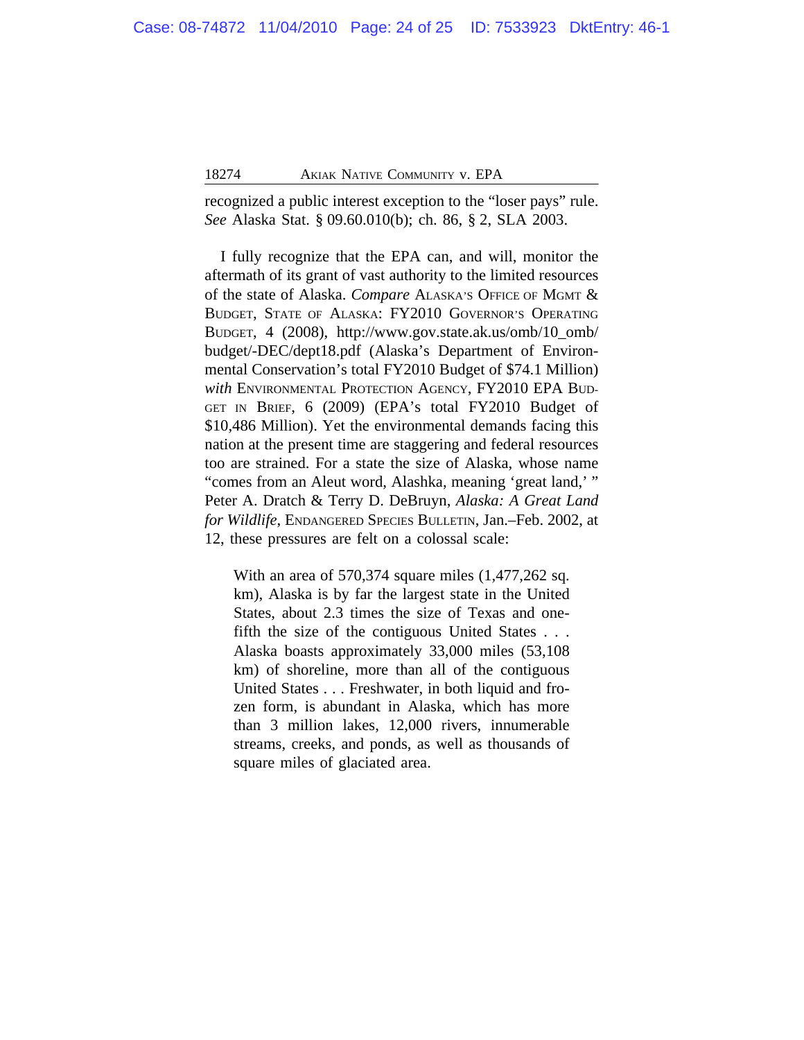recognized a public interest exception to the "loser pays" rule. *See* Alaska Stat. § 09.60.010(b); ch. 86, § 2, SLA 2003.

I fully recognize that the EPA can, and will, monitor the aftermath of its grant of vast authority to the limited resources of the state of Alaska. *Compare* ALASKA'S OFFICE OF MGMT & BUDGET, STATE OF ALASKA: FY2010 GOVERNOR'S OPERATING BUDGET, 4 (2008), http://www.gov.state.ak.us/omb/10_omb/budget/-DEC/dept18.pdf (Alaska's Department of Environmental Conservation's total FY2010 Budget of $74.1 Million) *with* ENVIRONMENTAL PROTECTION AGENCY, FY2010 EPA BUDGET IN BRIEF, 6 (2009) (EPA's total FY2010 Budget of $10,486 Million). Yet the environmental demands facing this nation at the present time are staggering and federal resources too are strained. For a state the size of Alaska, whose name "comes from an Aleut word, Alashka, meaning 'great land,' " Peter A. Dratch & Terry D. DeBruyn, *Alaska: A Great Land for Wildlife*, ENDANGERED SPECIES BULLETIN, Jan.–Feb. 2002, at 12, these pressures are felt on a colossal scale:

> With an area of 570,374 square miles (1,477,262 sq. km), Alaska is by far the largest state in the United States, about 2.3 times the size of Texas and one-fifth the size of the contiguous United States . . . Alaska boasts approximately 33,000 miles (53,108 km) of shoreline, more than all of the contiguous United States . . . Freshwater, in both liquid and frozen form, is abundant in Alaska, which has more than 3 million lakes, 12,000 rivers, innumerable streams, creeks, and ponds, as well as thousands of square miles of glaciated area.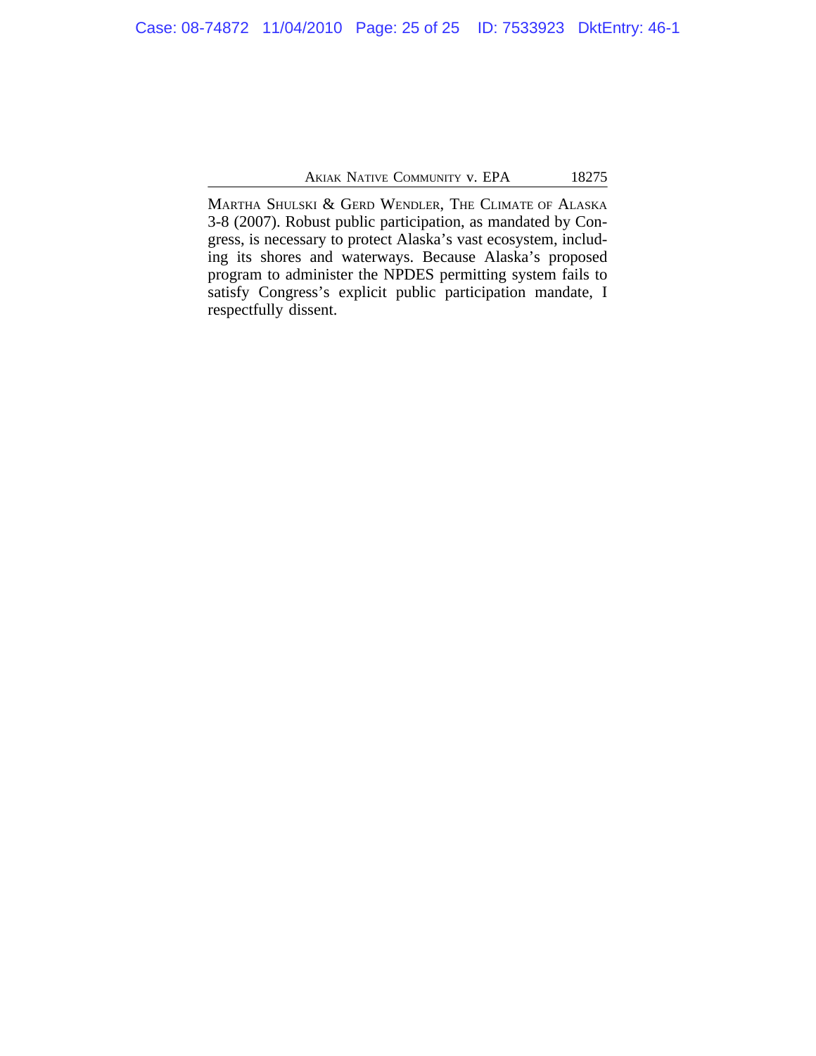MARTHA SHULSKI & GERD WENDLER, THE CLIMATE OF ALASKA 3-8 (2007). Robust public participation, as mandated by Congress, is necessary to protect Alaska's vast ecosystem, including its shores and waterways. Because Alaska's proposed program to administer the NPDES permitting system fails to satisfy Congress's explicit public participation mandate, I respectfully dissent.